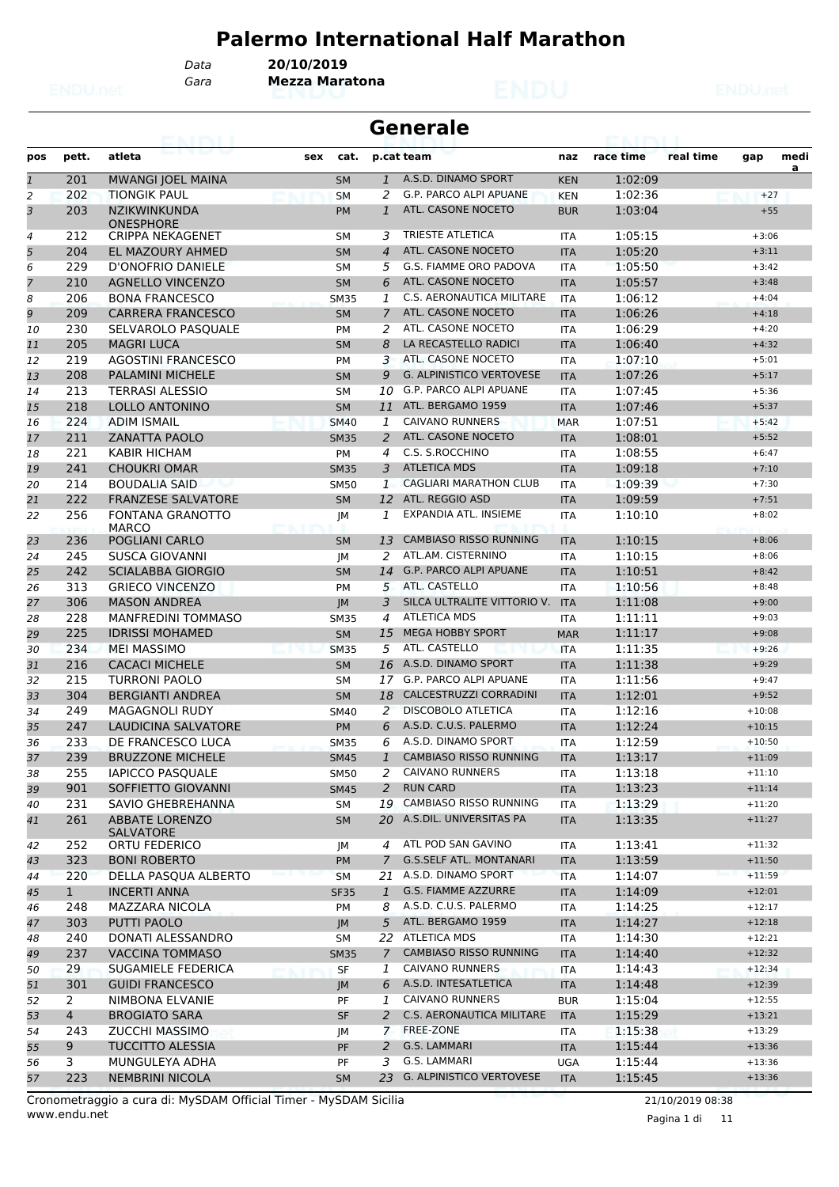# Palermo International Half Marathon

Data **20/10/2019**
Gara **Mezza Maratona**

## Generale

| pos | pett. | atleta | sex | cat. | p.cat | team | naz | race time | real time | gap | media |
|---|---|---|---|---|---|---|---|---|---|---|---|
| 1 | 201 | MWANGI JOEL MAINA | | SM | 1 | A.S.D. DINAMO SPORT | KEN | 1:02:09 | | | |
| 2 | 202 | TIONGIK PAUL | | SM | 2 | G.P. PARCO ALPI APUANE | KEN | 1:02:36 | | +27 | |
| 3 | 203 | NZIKWINKUNDA ONESPHORE | | PM | 1 | ATL. CASONE NOCETO | BUR | 1:03:04 | | +55 | |
| 4 | 212 | CRIPPA NEKAGENET | | SM | 3 | TRIESTE ATLETICA | ITA | 1:05:15 | | +3:06 | |
| 5 | 204 | EL MAZOURY AHMED | | SM | 4 | ATL. CASONE NOCETO | ITA | 1:05:20 | | +3:11 | |
| 6 | 229 | D'ONOFRIO DANIELE | | SM | 5 | G.S. FIAMME ORO PADOVA | ITA | 1:05:50 | | +3:42 | |
| 7 | 210 | AGNELLO VINCENZO | | SM | 6 | ATL. CASONE NOCETO | ITA | 1:05:57 | | +3:48 | |
| 8 | 206 | BONA FRANCESCO | | SM35 | 1 | C.S. AERONAUTICA MILITARE | ITA | 1:06:12 | | +4:04 | |
| 9 | 209 | CARRERA FRANCESCO | | SM | 7 | ATL. CASONE NOCETO | ITA | 1:06:26 | | +4:18 | |
| 10 | 230 | SELVAROLO PASQUALE | | PM | 2 | ATL. CASONE NOCETO | ITA | 1:06:29 | | +4:20 | |
| 11 | 205 | MAGRI LUCA | | SM | 8 | LA RECASTELLO RADICI | ITA | 1:06:40 | | +4:32 | |
| 12 | 219 | AGOSTINI FRANCESCO | | PM | 3 | ATL. CASONE NOCETO | ITA | 1:07:10 | | +5:01 | |
| 13 | 208 | PALAMINI MICHELE | | SM | 9 | G. ALPINISTICO VERTOVESE | ITA | 1:07:26 | | +5:17 | |
| 14 | 213 | TERRASI ALESSIO | | SM | 10 | G.P. PARCO ALPI APUANE | ITA | 1:07:45 | | +5:36 | |
| 15 | 218 | LOLLO ANTONINO | | SM | 11 | ATL. BERGAMO 1959 | ITA | 1:07:46 | | +5:37 | |
| 16 | 224 | ADIM ISMAIL | | SM40 | 1 | CAIVANO RUNNERS | MAR | 1:07:51 | | +5:42 | |
| 17 | 211 | ZANATTA PAOLO | | SM35 | 2 | ATL. CASONE NOCETO | ITA | 1:08:01 | | +5:52 | |
| 18 | 221 | KABIR HICHAM | | PM | 4 | C.S. S.ROCCHINO | ITA | 1:08:55 | | +6:47 | |
| 19 | 241 | CHOUKRI OMAR | | SM35 | 3 | ATLETICA MDS | ITA | 1:09:18 | | +7:10 | |
| 20 | 214 | BOUDALIA SAID | | SM50 | 1 | CAGLIARI MARATHON CLUB | ITA | 1:09:39 | | +7:30 | |
| 21 | 222 | FRANZESE SALVATORE | | SM | 12 | ATL. REGGIO ASD | ITA | 1:09:59 | | +7:51 | |
| 22 | 256 | FONTANA GRANOTTO MARCO | | JM | 1 | EXPANDIA ATL. INSIEME | ITA | 1:10:10 | | +8:02 | |
| 23 | 236 | POGLIANI CARLO | | SM | 13 | CAMBIASO RISSO RUNNING | ITA | 1:10:15 | | +8:06 | |
| 24 | 245 | SUSCA GIOVANNI | | JM | 2 | ATL.AM. CISTERNINO | ITA | 1:10:15 | | +8:06 | |
| 25 | 242 | SCIALABBA GIORGIO | | SM | 14 | G.P. PARCO ALPI APUANE | ITA | 1:10:51 | | +8:42 | |
| 26 | 313 | GRIECO VINCENZO | | PM | 5 | ATL. CASTELLO | ITA | 1:10:56 | | +8:48 | |
| 27 | 306 | MASON ANDREA | | JM | 3 | SILCA ULTRALITE VITTORIO V. | ITA | 1:11:08 | | +9:00 | |
| 28 | 228 | MANFREDINI TOMMASO | | SM35 | 4 | ATLETICA MDS | ITA | 1:11:11 | | +9:03 | |
| 29 | 225 | IDRISSI MOHAMED | | SM | 15 | MEGA HOBBY SPORT | MAR | 1:11:17 | | +9:08 | |
| 30 | 234 | MEI MASSIMO | | SM35 | 5 | ATL. CASTELLO | ITA | 1:11:35 | | +9:26 | |
| 31 | 216 | CACACI MICHELE | | SM | 16 | A.S.D. DINAMO SPORT | ITA | 1:11:38 | | +9:29 | |
| 32 | 215 | TURRONI PAOLO | | SM | 17 | G.P. PARCO ALPI APUANE | ITA | 1:11:56 | | +9:47 | |
| 33 | 304 | BERGIANTI ANDREA | | SM | 18 | CALCESTRUZZI CORRADINI | ITA | 1:12:01 | | +9:52 | |
| 34 | 249 | MAGAGNOLI RUDY | | SM40 | 2 | DISCOBOLO ATLETICA | ITA | 1:12:16 | | +10:08 | |
| 35 | 247 | LAUDICINA SALVATORE | | PM | 6 | A.S.D. C.U.S. PALERMO | ITA | 1:12:24 | | +10:15 | |
| 36 | 233 | DE FRANCESCO LUCA | | SM35 | 6 | A.S.D. DINAMO SPORT | ITA | 1:12:59 | | +10:50 | |
| 37 | 239 | BRUZZONE MICHELE | | SM45 | 1 | CAMBIASO RISSO RUNNING | ITA | 1:13:17 | | +11:09 | |
| 38 | 255 | IAPICCO PASQUALE | | SM50 | 2 | CAIVANO RUNNERS | ITA | 1:13:18 | | +11:10 | |
| 39 | 901 | SOFFIETTO GIOVANNI | | SM45 | 2 | RUN CARD | ITA | 1:13:23 | | +11:14 | |
| 40 | 231 | SAVIO GHEBREHANNA | | SM | 19 | CAMBIASO RISSO RUNNING | ITA | 1:13:29 | | +11:20 | |
| 41 | 261 | ABBATE LORENZO SALVATORE | | SM | 20 | A.S.DIL. UNIVERSITAS PA | ITA | 1:13:35 | | +11:27 | |
| 42 | 252 | ORTU FEDERICO | | JM | 4 | ATL POD SAN GAVINO | ITA | 1:13:41 | | +11:32 | |
| 43 | 323 | BONI ROBERTO | | PM | 7 | G.S.SELF ATL. MONTANARI | ITA | 1:13:59 | | +11:50 | |
| 44 | 220 | DELLA PASQUA ALBERTO | | SM | 21 | A.S.D. DINAMO SPORT | ITA | 1:14:07 | | +11:59 | |
| 45 | 1 | INCERTI ANNA | | SF35 | 1 | G.S. FIAMME AZZURRE | ITA | 1:14:09 | | +12:01 | |
| 46 | 248 | MAZZARA NICOLA | | PM | 8 | A.S.D. C.U.S. PALERMO | ITA | 1:14:25 | | +12:17 | |
| 47 | 303 | PUTTI PAOLO | | JM | 5 | ATL. BERGAMO 1959 | ITA | 1:14:27 | | +12:18 | |
| 48 | 240 | DONATI ALESSANDRO | | SM | 22 | ATLETICA MDS | ITA | 1:14:30 | | +12:21 | |
| 49 | 237 | VACCINA TOMMASO | | SM35 | 7 | CAMBIASO RISSO RUNNING | ITA | 1:14:40 | | +12:32 | |
| 50 | 29 | SUGAMIELE FEDERICA | | SF | 1 | CAIVANO RUNNERS | ITA | 1:14:43 | | +12:34 | |
| 51 | 301 | GUIDI FRANCESCO | | JM | 6 | A.S.D. INTESATLETICA | ITA | 1:14:48 | | +12:39 | |
| 52 | 2 | NIMBONA ELVANIE | | PF | 1 | CAIVANO RUNNERS | BUR | 1:15:04 | | +12:55 | |
| 53 | 4 | BROGIATO SARA | | SF | 2 | C.S. AERONAUTICA MILITARE | ITA | 1:15:29 | | +13:21 | |
| 54 | 243 | ZUCCHI MASSIMO | | JM | 7 | FREE-ZONE | ITA | 1:15:38 | | +13:29 | |
| 55 | 9 | TUCCITTO ALESSIA | | PF | 2 | G.S. LAMMARI | ITA | 1:15:44 | | +13:36 | |
| 56 | 3 | MUNGULEYA ADHA | | PF | 3 | G.S. LAMMARI | UGA | 1:15:44 | | +13:36 | |
| 57 | 223 | NEMBRINI NICOLA | | SM | 23 | G. ALPINISTICO VERTOVESE | ITA | 1:15:45 | | +13:36 | |

Cronometraggio a cura di: MySDAM Official Timer - MySDAM Sicilia
www.endu.net

21/10/2019 08:38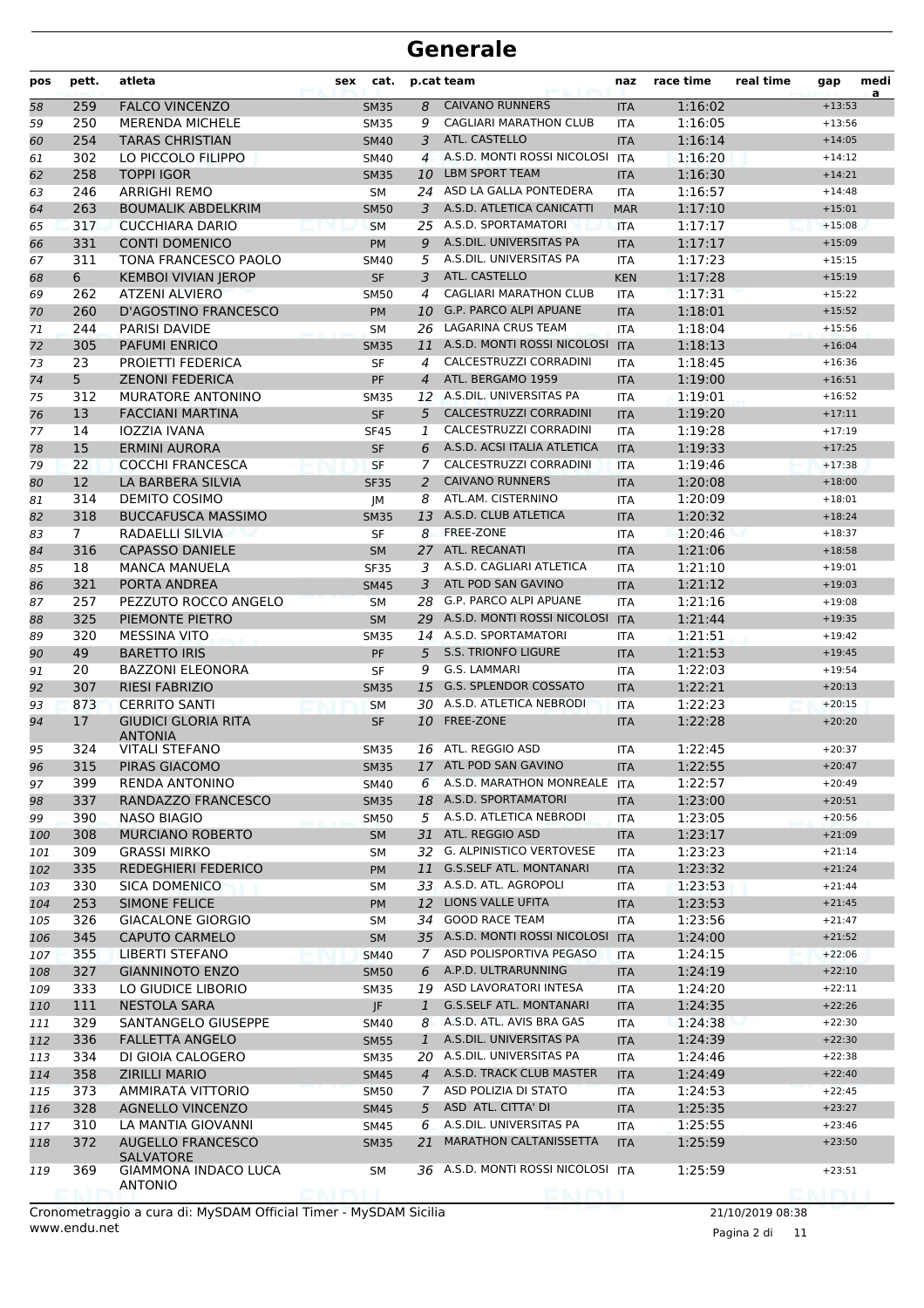# Generale

| pos | pett. | atleta | sex | cat. | p.cat | team | naz | race time | real time | gap | media |
|---|---|---|---|---|---|---|---|---|---|---|---|
| 58 | 259 | FALCO VINCENZO | | SM35 | 8 | CAIVANO RUNNERS | ITA | 1:16:02 | | +13:53 | |
| 59 | 250 | MERENDA MICHELE | | SM35 | 9 | CAGLIARI MARATHON CLUB | ITA | 1:16:05 | | +13:56 | |
| 60 | 254 | TARAS CHRISTIAN | | SM40 | 3 | ATL. CASTELLO | ITA | 1:16:14 | | +14:05 | |
| 61 | 302 | LO PICCOLO FILIPPO | | SM40 | 4 | A.S.D. MONTI ROSSI NICOLOSI | ITA | 1:16:20 | | +14:12 | |
| 62 | 258 | TOPPI IGOR | | SM35 | 10 | LBM SPORT TEAM | ITA | 1:16:30 | | +14:21 | |
| 63 | 246 | ARRIGHI REMO | | SM | 24 | ASD LA GALLA PONTEDERA | ITA | 1:16:57 | | +14:48 | |
| 64 | 263 | BOUMALIK ABDELKRIM | | SM50 | 3 | A.S.D. ATLETICA CANICATTI | MAR | 1:17:10 | | +15:01 | |
| 65 | 317 | CUCCHIARA DARIO | | SM | 25 | A.S.D. SPORTAMATORI | ITA | 1:17:17 | | +15:08 | |
| 66 | 331 | CONTI DOMENICO | | PM | 9 | A.S.DIL. UNIVERSITAS PA | ITA | 1:17:17 | | +15:09 | |
| 67 | 311 | TONA FRANCESCO PAOLO | | SM40 | 5 | A.S.DIL. UNIVERSITAS PA | ITA | 1:17:23 | | +15:15 | |
| 68 | 6 | KEMBOI VIVIAN JEROP | | SF | 3 | ATL. CASTELLO | KEN | 1:17:28 | | +15:19 | |
| 69 | 262 | ATZENI ALVIERO | | SM50 | 4 | CAGLIARI MARATHON CLUB | ITA | 1:17:31 | | +15:22 | |
| 70 | 260 | D'AGOSTINO FRANCESCO | | PM | 10 | G.P. PARCO ALPI APUANE | ITA | 1:18:01 | | +15:52 | |
| 71 | 244 | PARISI DAVIDE | | SM | 26 | LAGARINA CRUS TEAM | ITA | 1:18:04 | | +15:56 | |
| 72 | 305 | PAFUMI ENRICO | | SM35 | 11 | A.S.D. MONTI ROSSI NICOLOSI | ITA | 1:18:13 | | +16:04 | |
| 73 | 23 | PROIETTI FEDERICA | | SF | 4 | CALCESTRUZZI CORRADINI | ITA | 1:18:45 | | +16:36 | |
| 74 | 5 | ZENONI FEDERICA | | PF | 4 | ATL. BERGAMO 1959 | ITA | 1:19:00 | | +16:51 | |
| 75 | 312 | MURATORE ANTONINO | | SM35 | 12 | A.S.DIL. UNIVERSITAS PA | ITA | 1:19:01 | | +16:52 | |
| 76 | 13 | FACCIANI MARTINA | | SF | 5 | CALCESTRUZZI CORRADINI | ITA | 1:19:20 | | +17:11 | |
| 77 | 14 | IOZZIA IVANA | | SF45 | 1 | CALCESTRUZZI CORRADINI | ITA | 1:19:28 | | +17:19 | |
| 78 | 15 | ERMINI AURORA | | SF | 6 | A.S.D. ACSI ITALIA ATLETICA | ITA | 1:19:33 | | +17:25 | |
| 79 | 22 | COCCHI FRANCESCA | | SF | 7 | CALCESTRUZZI CORRADINI | ITA | 1:19:46 | | +17:38 | |
| 80 | 12 | LA BARBERA SILVIA | | SF35 | 2 | CAIVANO RUNNERS | ITA | 1:20:08 | | +18:00 | |
| 81 | 314 | DEMITO COSIMO | | JM | 8 | ATL.AM. CISTERNINO | ITA | 1:20:09 | | +18:01 | |
| 82 | 318 | BUCCAFUSCA MASSIMO | | SM35 | 13 | A.S.D. CLUB ATLETICA | ITA | 1:20:32 | | +18:24 | |
| 83 | 7 | RADAELLI SILVIA | | SF | 8 | FREE-ZONE | ITA | 1:20:46 | | +18:37 | |
| 84 | 316 | CAPASSO DANIELE | | SM | 27 | ATL. RECANATI | ITA | 1:21:06 | | +18:58 | |
| 85 | 18 | MANCA MANUELA | | SF35 | 3 | A.S.D. CAGLIARI ATLETICA | ITA | 1:21:10 | | +19:01 | |
| 86 | 321 | PORTA ANDREA | | SM45 | 3 | ATL POD SAN GAVINO | ITA | 1:21:12 | | +19:03 | |
| 87 | 257 | PEZZUTO ROCCO ANGELO | | SM | 28 | G.P. PARCO ALPI APUANE | ITA | 1:21:16 | | +19:08 | |
| 88 | 325 | PIEMONTE PIETRO | | SM | 29 | A.S.D. MONTI ROSSI NICOLOSI | ITA | 1:21:44 | | +19:35 | |
| 89 | 320 | MESSINA VITO | | SM35 | 14 | A.S.D. SPORTAMATORI | ITA | 1:21:51 | | +19:42 | |
| 90 | 49 | BARETTO IRIS | | PF | 5 | S.S. TRIONFO LIGURE | ITA | 1:21:53 | | +19:45 | |
| 91 | 20 | BAZZONI ELEONORA | | SF | 9 | G.S. LAMMARI | ITA | 1:22:03 | | +19:54 | |
| 92 | 307 | RIESI FABRIZIO | | SM35 | 15 | G.S. SPLENDOR COSSATO | ITA | 1:22:21 | | +20:13 | |
| 93 | 873 | CERRITO SANTI | | SM | 30 | A.S.D. ATLETICA NEBRODI | ITA | 1:22:23 | | +20:15 | |
| 94 | 17 | GIUDICI GLORIA RITA ANTONIA | | SF | 10 | FREE-ZONE | ITA | 1:22:28 | | +20:20 | |
| 95 | 324 | VITALI STEFANO | | SM35 | 16 | ATL. REGGIO ASD | ITA | 1:22:45 | | +20:37 | |
| 96 | 315 | PIRAS GIACOMO | | SM35 | 17 | ATL POD SAN GAVINO | ITA | 1:22:55 | | +20:47 | |
| 97 | 399 | RENDA ANTONINO | | SM40 | 6 | A.S.D. MARATHON MONREALE | ITA | 1:22:57 | | +20:49 | |
| 98 | 337 | RANDAZZO FRANCESCO | | SM35 | 18 | A.S.D. SPORTAMATORI | ITA | 1:23:00 | | +20:51 | |
| 99 | 390 | NASO BIAGIO | | SM50 | 5 | A.S.D. ATLETICA NEBRODI | ITA | 1:23:05 | | +20:56 | |
| 100 | 308 | MURCIANO ROBERTO | | SM | 31 | ATL. REGGIO ASD | ITA | 1:23:17 | | +21:09 | |
| 101 | 309 | GRASSI MIRKO | | SM | 32 | G. ALPINISTICO VERTOVESE | ITA | 1:23:23 | | +21:14 | |
| 102 | 335 | REDEGHIERI FEDERICO | | PM | 11 | G.S.SELF ATL. MONTANARI | ITA | 1:23:32 | | +21:24 | |
| 103 | 330 | SICA DOMENICO | | SM | 33 | A.S.D. ATL. AGROPOLI | ITA | 1:23:53 | | +21:44 | |
| 104 | 253 | SIMONE FELICE | | PM | 12 | LIONS VALLE UFITA | ITA | 1:23:53 | | +21:45 | |
| 105 | 326 | GIACALONE GIORGIO | | SM | 34 | GOOD RACE TEAM | ITA | 1:23:56 | | +21:47 | |
| 106 | 345 | CAPUTO CARMELO | | SM | 35 | A.S.D. MONTI ROSSI NICOLOSI | ITA | 1:24:00 | | +21:52 | |
| 107 | 355 | LIBERTI STEFANO | | SM40 | 7 | ASD POLISPORTIVA PEGASO | ITA | 1:24:15 | | +22:06 | |
| 108 | 327 | GIANNINOTO ENZO | | SM50 | 6 | A.P.D. ULTRARUNNING | ITA | 1:24:19 | | +22:10 | |
| 109 | 333 | LO GIUDICE LIBORIO | | SM35 | 19 | ASD LAVORATORI INTESA | ITA | 1:24:20 | | +22:11 | |
| 110 | 111 | NESTOLA SARA | | JF | 1 | G.S.SELF ATL. MONTANARI | ITA | 1:24:35 | | +22:26 | |
| 111 | 329 | SANTANGELO GIUSEPPE | | SM40 | 8 | A.S.D. ATL. AVIS BRA GAS | ITA | 1:24:38 | | +22:30 | |
| 112 | 336 | FALLETTA ANGELO | | SM55 | 1 | A.S.DIL. UNIVERSITAS PA | ITA | 1:24:39 | | +22:30 | |
| 113 | 334 | DI GIOIA CALOGERO | | SM35 | 20 | A.S.DIL. UNIVERSITAS PA | ITA | 1:24:46 | | +22:38 | |
| 114 | 358 | ZIRILLI MARIO | | SM45 | 4 | A.S.D. TRACK CLUB MASTER | ITA | 1:24:49 | | +22:40 | |
| 115 | 373 | AMMIRATA VITTORIO | | SM50 | 7 | ASD POLIZIA DI STATO | ITA | 1:24:53 | | +22:45 | |
| 116 | 328 | AGNELLO VINCENZO | | SM45 | 5 | ASD ATL. CITTA' DI | ITA | 1:25:35 | | +23:27 | |
| 117 | 310 | LA MANTIA GIOVANNI | | SM45 | 6 | A.S.DIL. UNIVERSITAS PA | ITA | 1:25:55 | | +23:46 | |
| 118 | 372 | AUGELLO FRANCESCO SALVATORE | | SM35 | 21 | MARATHON CALTANISSETTA | ITA | 1:25:59 | | +23:50 | |
| 119 | 369 | GIAMMONA INDACO LUCA ANTONIO | | SM | 36 | A.S.D. MONTI ROSSI NICOLOSI | ITA | 1:25:59 | | +23:51 | |

Cronometraggio a cura di: MySDAM Official Timer - MySDAM Sicilia
www.endu.net

21/10/2019 08:38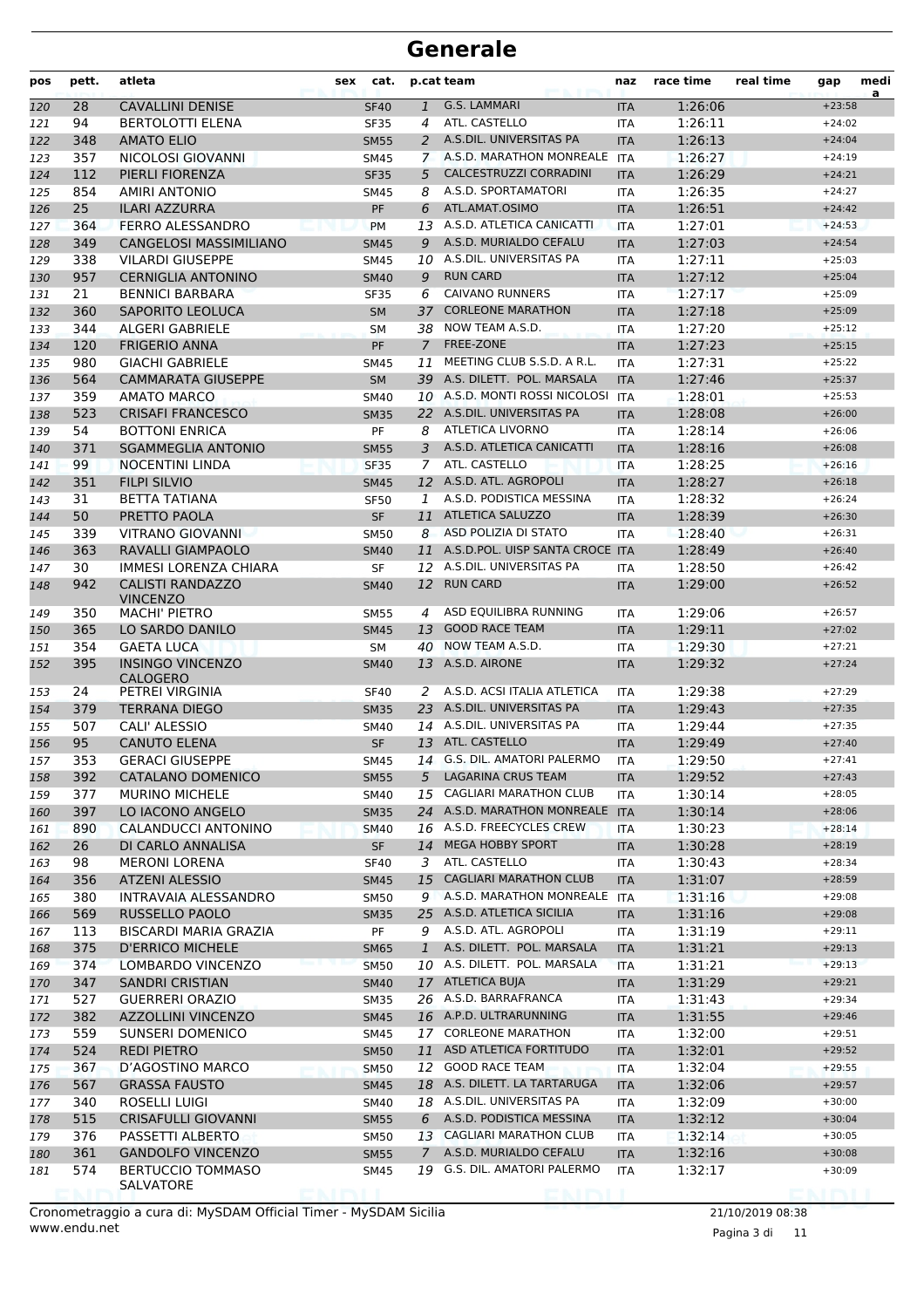# Generale

| pos | pett. | atleta | sex | cat. | p.cat | team | naz | race time | real time | gap | media |
|---|---|---|---|---|---|---|---|---|---|---|---|
| 120 | 28 | CAVALLINI DENISE | | SF40 | 1 | G.S. LAMMARI | ITA | 1:26:06 | | +23:58 | |
| 121 | 94 | BERTOLOTTI ELENA | | SF35 | 4 | ATL. CASTELLO | ITA | 1:26:11 | | +24:02 | |
| 122 | 348 | AMATO ELIO | | SM55 | 2 | A.S.DIL. UNIVERSITAS PA | ITA | 1:26:13 | | +24:04 | |
| 123 | 357 | NICOLOSI GIOVANNI | | SM45 | 7 | A.S.D. MARATHON MONREALE | ITA | 1:26:27 | | +24:19 | |
| 124 | 112 | PIERLI FIORENZA | | SF35 | 5 | CALCESTRUZZI CORRADINI | ITA | 1:26:29 | | +24:21 | |
| 125 | 854 | AMIRI ANTONIO | | SM45 | 8 | A.S.D. SPORTAMATORI | ITA | 1:26:35 | | +24:27 | |
| 126 | 25 | ILARI AZZURRA | | PF | 6 | ATL.AMAT.OSIMO | ITA | 1:26:51 | | +24:42 | |
| 127 | 364 | FERRO ALESSANDRO | | PM | 13 | A.S.D. ATLETICA CANICATTI | ITA | 1:27:01 | | +24:53 | |
| 128 | 349 | CANGELOSI MASSIMILIANO | | SM45 | 9 | A.S.D. MURIALDO CEFALU | ITA | 1:27:03 | | +24:54 | |
| 129 | 338 | VILARDI GIUSEPPE | | SM45 | 10 | A.S.DIL. UNIVERSITAS PA | ITA | 1:27:11 | | +25:03 | |
| 130 | 957 | CERNIGLIA ANTONINO | | SM40 | 9 | RUN CARD | ITA | 1:27:12 | | +25:04 | |
| 131 | 21 | BENNICI BARBARA | | SF35 | 6 | CAIVANO RUNNERS | ITA | 1:27:17 | | +25:09 | |
| 132 | 360 | SAPORITO LEOLUCA | | SM | 37 | CORLEONE MARATHON | ITA | 1:27:18 | | +25:09 | |
| 133 | 344 | ALGERI GABRIELE | | SM | 38 | NOW TEAM A.S.D. | ITA | 1:27:20 | | +25:12 | |
| 134 | 120 | FRIGERIO ANNA | | PF | 7 | FREE-ZONE | ITA | 1:27:23 | | +25:15 | |
| 135 | 980 | GIACHI GABRIELE | | SM45 | 11 | MEETING CLUB S.S.D. A R.L. | ITA | 1:27:31 | | +25:22 | |
| 136 | 564 | CAMMARATA GIUSEPPE | | SM | 39 | A.S. DILETT. POL. MARSALA | ITA | 1:27:46 | | +25:37 | |
| 137 | 359 | AMATO MARCO | | SM40 | 10 | A.S.D. MONTI ROSSI NICOLOSI | ITA | 1:28:01 | | +25:53 | |
| 138 | 523 | CRISAFI FRANCESCO | | SM35 | 22 | A.S.DIL. UNIVERSITAS PA | ITA | 1:28:08 | | +26:00 | |
| 139 | 54 | BOTTONI ENRICA | | PF | 8 | ATLETICA LIVORNO | ITA | 1:28:14 | | +26:06 | |
| 140 | 371 | SGAMMEGLIA ANTONIO | | SM55 | 3 | A.S.D. ATLETICA CANICATTI | ITA | 1:28:16 | | +26:08 | |
| 141 | 99 | NOCENTINI LINDA | | SF35 | 7 | ATL. CASTELLO | ITA | 1:28:25 | | +26:16 | |
| 142 | 351 | FILPI SILVIO | | SM45 | 12 | A.S.D. ATL. AGROPOLI | ITA | 1:28:27 | | +26:18 | |
| 143 | 31 | BETTA TATIANA | | SF50 | 1 | A.S.D. PODISTICA MESSINA | ITA | 1:28:32 | | +26:24 | |
| 144 | 50 | PRETTO PAOLA | | SF | 11 | ATLETICA SALUZZO | ITA | 1:28:39 | | +26:30 | |
| 145 | 339 | VITRANO GIOVANNI | | SM50 | 8 | ASD POLIZIA DI STATO | ITA | 1:28:40 | | +26:31 | |
| 146 | 363 | RAVALLI GIAMPAOLO | | SM40 | 11 | A.S.D.POL. UISP SANTA CROCE | ITA | 1:28:49 | | +26:40 | |
| 147 | 30 | IMMESI LORENZA CHIARA | | SF | 12 | A.S.DIL. UNIVERSITAS PA | ITA | 1:28:50 | | +26:42 | |
| 148 | 942 | CALISTI RANDAZZO VINCENZO | | SM40 | 12 | RUN CARD | ITA | 1:29:00 | | +26:52 | |
| 149 | 350 | MACHI' PIETRO | | SM55 | 4 | ASD EQUILIBRA RUNNING | ITA | 1:29:06 | | +26:57 | |
| 150 | 365 | LO SARDO DANILO | | SM45 | 13 | GOOD RACE TEAM | ITA | 1:29:11 | | +27:02 | |
| 151 | 354 | GAETA LUCA | | SM | 40 | NOW TEAM A.S.D. | ITA | 1:29:30 | | +27:21 | |
| 152 | 395 | INSINGO VINCENZO CALOGERO | | SM40 | 13 | A.S.D. AIRONE | ITA | 1:29:32 | | +27:24 | |
| 153 | 24 | PETREI VIRGINIA | | SF40 | 2 | A.S.D. ACSI ITALIA ATLETICA | ITA | 1:29:38 | | +27:29 | |
| 154 | 379 | TERRANA DIEGO | | SM35 | 23 | A.S.DIL. UNIVERSITAS PA | ITA | 1:29:43 | | +27:35 | |
| 155 | 507 | CALI' ALESSIO | | SM40 | 14 | A.S.DIL. UNIVERSITAS PA | ITA | 1:29:44 | | +27:35 | |
| 156 | 95 | CANUTO ELENA | | SF | 13 | ATL. CASTELLO | ITA | 1:29:49 | | +27:40 | |
| 157 | 353 | GERACI GIUSEPPE | | SM45 | 14 | G.S. DIL. AMATORI PALERMO | ITA | 1:29:50 | | +27:41 | |
| 158 | 392 | CATALANO DOMENICO | | SM55 | 5 | LAGARINA CRUS TEAM | ITA | 1:29:52 | | +27:43 | |
| 159 | 377 | MURINO MICHELE | | SM40 | 15 | CAGLIARI MARATHON CLUB | ITA | 1:30:14 | | +28:05 | |
| 160 | 397 | LO IACONO ANGELO | | SM35 | 24 | A.S.D. MARATHON MONREALE | ITA | 1:30:14 | | +28:06 | |
| 161 | 890 | CALANDUCCI ANTONINO | | SM40 | 16 | A.S.D. FREECYCLES CREW | ITA | 1:30:23 | | +28:14 | |
| 162 | 26 | DI CARLO ANNALISA | | SF | 14 | MEGA HOBBY SPORT | ITA | 1:30:28 | | +28:19 | |
| 163 | 98 | MERONI LORENA | | SF40 | 3 | ATL. CASTELLO | ITA | 1:30:43 | | +28:34 | |
| 164 | 356 | ATZENI ALESSIO | | SM45 | 15 | CAGLIARI MARATHON CLUB | ITA | 1:31:07 | | +28:59 | |
| 165 | 380 | INTRAVAIA ALESSANDRO | | SM50 | 9 | A.S.D. MARATHON MONREALE | ITA | 1:31:16 | | +29:08 | |
| 166 | 569 | RUSSELLO PAOLO | | SM35 | 25 | A.S.D. ATLETICA SICILIA | ITA | 1:31:16 | | +29:08 | |
| 167 | 113 | BISCARDI MARIA GRAZIA | | PF | 9 | A.S.D. ATL. AGROPOLI | ITA | 1:31:19 | | +29:11 | |
| 168 | 375 | D'ERRICO MICHELE | | SM65 | 1 | A.S. DILETT. POL. MARSALA | ITA | 1:31:21 | | +29:13 | |
| 169 | 374 | LOMBARDO VINCENZO | | SM50 | 10 | A.S. DILETT. POL. MARSALA | ITA | 1:31:21 | | +29:13 | |
| 170 | 347 | SANDRI CRISTIAN | | SM40 | 17 | ATLETICA BUJA | ITA | 1:31:29 | | +29:21 | |
| 171 | 527 | GUERRERI ORAZIO | | SM35 | 26 | A.S.D. BARRAFRANCA | ITA | 1:31:43 | | +29:34 | |
| 172 | 382 | AZZOLLINI VINCENZO | | SM45 | 16 | A.P.D. ULTRARUNNING | ITA | 1:31:55 | | +29:46 | |
| 173 | 559 | SUNSERI DOMENICO | | SM45 | 17 | CORLEONE MARATHON | ITA | 1:32:00 | | +29:51 | |
| 174 | 524 | REDI PIETRO | | SM50 | 11 | ASD ATLETICA FORTITUDO | ITA | 1:32:01 | | +29:52 | |
| 175 | 367 | D'AGOSTINO MARCO | | SM50 | 12 | GOOD RACE TEAM | ITA | 1:32:04 | | +29:55 | |
| 176 | 567 | GRASSA FAUSTO | | SM45 | 18 | A.S.D. DILETT. LA TARTARUGA | ITA | 1:32:06 | | +29:57 | |
| 177 | 340 | ROSELLI LUIGI | | SM40 | 18 | A.S.DIL. UNIVERSITAS PA | ITA | 1:32:09 | | +30:00 | |
| 178 | 515 | CRISAFULLI GIOVANNI | | SM55 | 6 | A.S.D. PODISTICA MESSINA | ITA | 1:32:12 | | +30:04 | |
| 179 | 376 | PASSETTI ALBERTO | | SM50 | 13 | CAGLIARI MARATHON CLUB | ITA | 1:32:14 | | +30:05 | |
| 180 | 361 | GANDOLFO VINCENZO | | SM55 | 7 | A.S.D. MURIALDO CEFALU | ITA | 1:32:16 | | +30:08 | |
| 181 | 574 | BERTUCCIO TOMMASO SALVATORE | | SM45 | 19 | G.S. DIL. AMATORI PALERMO | ITA | 1:32:17 | | +30:09 | |

Cronometraggio a cura di: MySDAM Official Timer - MySDAM Sicilia
www.endu.net

21/10/2019 08:38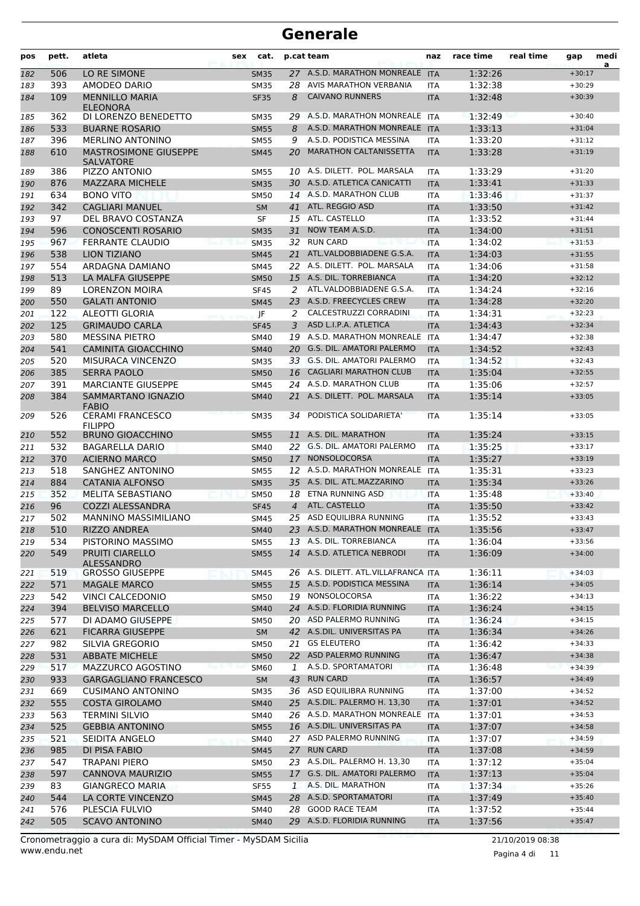# Generale

| pos | pett. | atleta | sex | cat. | p.cat | team | naz | race time | real time | gap | media |
|---|---|---|---|---|---|---|---|---|---|---|---|
| 182 | 506 | LO RE SIMONE | | SM35 | 27 | A.S.D. MARATHON MONREALE | ITA | 1:32:26 | | +30:17 | |
| 183 | 393 | AMODEO DARIO | | SM35 | 28 | AVIS MARATHON VERBANIA | ITA | 1:32:38 | | +30:29 | |
| 184 | 109 | MENNILLO MARIA ELEONORA | | SF35 | 8 | CAIVANO RUNNERS | ITA | 1:32:48 | | +30:39 | |
| 185 | 362 | DI LORENZO BENEDETTO | | SM35 | 29 | A.S.D. MARATHON MONREALE | ITA | 1:32:49 | | +30:40 | |
| 186 | 533 | BUARNE ROSARIO | | SM55 | 8 | A.S.D. MARATHON MONREALE | ITA | 1:33:13 | | +31:04 | |
| 187 | 396 | MERLINO ANTONINO | | SM55 | 9 | A.S.D. PODISTICA MESSINA | ITA | 1:33:20 | | +31:12 | |
| 188 | 610 | MASTROSIMONE GIUSEPPE SALVATORE | | SM45 | 20 | MARATHON CALTANISSETTA | ITA | 1:33:28 | | +31:19 | |
| 189 | 386 | PIZZO ANTONIO | | SM55 | 10 | A.S. DILETT. POL. MARSALA | ITA | 1:33:29 | | +31:20 | |
| 190 | 876 | MAZZARA MICHELE | | SM35 | 30 | A.S.D. ATLETICA CANICATTI | ITA | 1:33:41 | | +31:33 | |
| 191 | 634 | BONO VITO | | SM50 | 14 | A.S.D. MARATHON CLUB | ITA | 1:33:46 | | +31:37 | |
| 192 | 342 | CAGLIARI MANUEL | | SM | 41 | ATL. REGGIO ASD | ITA | 1:33:50 | | +31:42 | |
| 193 | 97 | DEL BRAVO COSTANZA | | SF | 15 | ATL. CASTELLO | ITA | 1:33:52 | | +31:44 | |
| 194 | 596 | CONOSCENTI ROSARIO | | SM35 | 31 | NOW TEAM A.S.D. | ITA | 1:34:00 | | +31:51 | |
| 195 | 967 | FERRANTE CLAUDIO | | SM35 | 32 | RUN CARD | ITA | 1:34:02 | | +31:53 | |
| 196 | 538 | LION TIZIANO | | SM45 | 21 | ATL.VALDOBBIADENE G.S.A. | ITA | 1:34:03 | | +31:55 | |
| 197 | 554 | ARDAGNA DAMIANO | | SM45 | 22 | A.S. DILETT. POL. MARSALA | ITA | 1:34:06 | | +31:58 | |
| 198 | 513 | LA MALFA GIUSEPPE | | SM50 | 15 | A.S. DIL. TORREBIANCA | ITA | 1:34:20 | | +32:12 | |
| 199 | 89 | LORENZON MOIRA | | SF45 | 2 | ATL.VALDOBBIADENE G.S.A. | ITA | 1:34:24 | | +32:16 | |
| 200 | 550 | GALATI ANTONIO | | SM45 | 23 | A.S.D. FREECYCLES CREW | ITA | 1:34:28 | | +32:20 | |
| 201 | 122 | ALEOTTI GLORIA | | JF | 2 | CALCESTRUZZI CORRADINI | ITA | 1:34:31 | | +32:23 | |
| 202 | 125 | GRIMAUDO CARLA | | SF45 | 3 | ASD L.I.P.A. ATLETICA | ITA | 1:34:43 | | +32:34 | |
| 203 | 580 | MESSINA PIETRO | | SM40 | 19 | A.S.D. MARATHON MONREALE | ITA | 1:34:47 | | +32:38 | |
| 204 | 541 | CAMINITA GIOACCHINO | | SM40 | 20 | G.S. DIL. AMATORI PALERMO | ITA | 1:34:52 | | +32:43 | |
| 205 | 520 | MISURACA VINCENZO | | SM35 | 33 | G.S. DIL. AMATORI PALERMO | ITA | 1:34:52 | | +32:43 | |
| 206 | 385 | SERRA PAOLO | | SM50 | 16 | CAGLIARI MARATHON CLUB | ITA | 1:35:04 | | +32:55 | |
| 207 | 391 | MARCIANTE GIUSEPPE | | SM45 | 24 | A.S.D. MARATHON CLUB | ITA | 1:35:06 | | +32:57 | |
| 208 | 384 | SAMMARTANO IGNAZIO FABIO | | SM40 | 21 | A.S. DILETT. POL. MARSALA | ITA | 1:35:14 | | +33:05 | |
| 209 | 526 | CERAMI FRANCESCO FILIPPO | | SM35 | 34 | PODISTICA SOLIDARIETA' | ITA | 1:35:14 | | +33:05 | |
| 210 | 552 | BRUNO GIOACCHINO | | SM55 | 11 | A.S. DIL. MARATHON | ITA | 1:35:24 | | +33:15 | |
| 211 | 532 | BAGARELLA DARIO | | SM40 | 22 | G.S. DIL. AMATORI PALERMO | ITA | 1:35:25 | | +33:17 | |
| 212 | 370 | ACIERNO MARCO | | SM50 | 17 | NONSOLOCORSA | ITA | 1:35:27 | | +33:19 | |
| 213 | 518 | SANGHEZ ANTONINO | | SM55 | 12 | A.S.D. MARATHON MONREALE | ITA | 1:35:31 | | +33:23 | |
| 214 | 884 | CATANIA ALFONSO | | SM35 | 35 | A.S. DIL. ATL.MAZZARINO | ITA | 1:35:34 | | +33:26 | |
| 215 | 352 | MELITA SEBASTIANO | | SM50 | 18 | ETNA RUNNING ASD | ITA | 1:35:48 | | +33:40 | |
| 216 | 96 | COZZI ALESSANDRA | | SF45 | 4 | ATL. CASTELLO | ITA | 1:35:50 | | +33:42 | |
| 217 | 502 | MANNINO MASSIMILIANO | | SM45 | 25 | ASD EQUILIBRA RUNNING | ITA | 1:35:52 | | +33:43 | |
| 218 | 510 | RIZZO ANDREA | | SM40 | 23 | A.S.D. MARATHON MONREALE | ITA | 1:35:56 | | +33:47 | |
| 219 | 534 | PISTORINO MASSIMO | | SM55 | 13 | A.S. DIL. TORREBIANCA | ITA | 1:36:04 | | +33:56 | |
| 220 | 549 | PRUITI CIARELLO ALESSANDRO | | SM55 | 14 | A.S.D. ATLETICA NEBRODI | ITA | 1:36:09 | | +34:00 | |
| 221 | 519 | GROSSO GIUSEPPE | | SM45 | 26 | A.S. DILETT. ATL.VILLAFRANCA | ITA | 1:36:11 | | +34:03 | |
| 222 | 571 | MAGALE MARCO | | SM55 | 15 | A.S.D. PODISTICA MESSINA | ITA | 1:36:14 | | +34:05 | |
| 223 | 542 | VINCI CALCEDONIO | | SM50 | 19 | NONSOLOCORSA | ITA | 1:36:22 | | +34:13 | |
| 224 | 394 | BELVISO MARCELLO | | SM40 | 24 | A.S.D. FLORIDIA RUNNING | ITA | 1:36:24 | | +34:15 | |
| 225 | 577 | DI ADAMO GIUSEPPE | | SM50 | 20 | ASD PALERMO RUNNING | ITA | 1:36:24 | | +34:15 | |
| 226 | 621 | FICARRA GIUSEPPE | | SM | 42 | A.S.DIL. UNIVERSITAS PA | ITA | 1:36:34 | | +34:26 | |
| 227 | 982 | SILVIA GREGORIO | | SM50 | 21 | GS ELEUTERO | ITA | 1:36:42 | | +34:33 | |
| 228 | 531 | ABBATE MICHELE | | SM50 | 22 | ASD PALERMO RUNNING | ITA | 1:36:47 | | +34:38 | |
| 229 | 517 | MAZZURCO AGOSTINO | | SM60 | 1 | A.S.D. SPORTAMATORI | ITA | 1:36:48 | | +34:39 | |
| 230 | 933 | GARGAGLIANO FRANCESCO | | SM | 43 | RUN CARD | ITA | 1:36:57 | | +34:49 | |
| 231 | 669 | CUSIMANO ANTONINO | | SM35 | 36 | ASD EQUILIBRA RUNNING | ITA | 1:37:00 | | +34:52 | |
| 232 | 555 | COSTA GIROLAMO | | SM40 | 25 | A.S.DIL. PALERMO H. 13,30 | ITA | 1:37:01 | | +34:52 | |
| 233 | 563 | TERMINI SILVIO | | SM40 | 26 | A.S.D. MARATHON MONREALE | ITA | 1:37:01 | | +34:53 | |
| 234 | 525 | GEBBIA ANTONINO | | SM55 | 16 | A.S.DIL. UNIVERSITAS PA | ITA | 1:37:07 | | +34:58 | |
| 235 | 521 | SEIDITA ANGELO | | SM40 | 27 | ASD PALERMO RUNNING | ITA | 1:37:07 | | +34:59 | |
| 236 | 985 | DI PISA FABIO | | SM45 | 27 | RUN CARD | ITA | 1:37:08 | | +34:59 | |
| 237 | 547 | TRAPANI PIERO | | SM50 | 23 | A.S.DIL. PALERMO H. 13,30 | ITA | 1:37:12 | | +35:04 | |
| 238 | 597 | CANNOVA MAURIZIO | | SM55 | 17 | G.S. DIL. AMATORI PALERMO | ITA | 1:37:13 | | +35:04 | |
| 239 | 83 | GIANGRECO MARIA | | SF55 | 1 | A.S. DIL. MARATHON | ITA | 1:37:34 | | +35:26 | |
| 240 | 544 | LA CORTE VINCENZO | | SM45 | 28 | A.S.D. SPORTAMATORI | ITA | 1:37:49 | | +35:40 | |
| 241 | 576 | PLESCIA FULVIO | | SM40 | 28 | GOOD RACE TEAM | ITA | 1:37:52 | | +35:44 | |
| 242 | 505 | SCAVO ANTONINO | | SM40 | 29 | A.S.D. FLORIDIA RUNNING | ITA | 1:37:56 | | +35:47 | |

Cronometraggio a cura di: MySDAM Official Timer - MySDAM Sicilia
www.endu.net

21/10/2019 08:38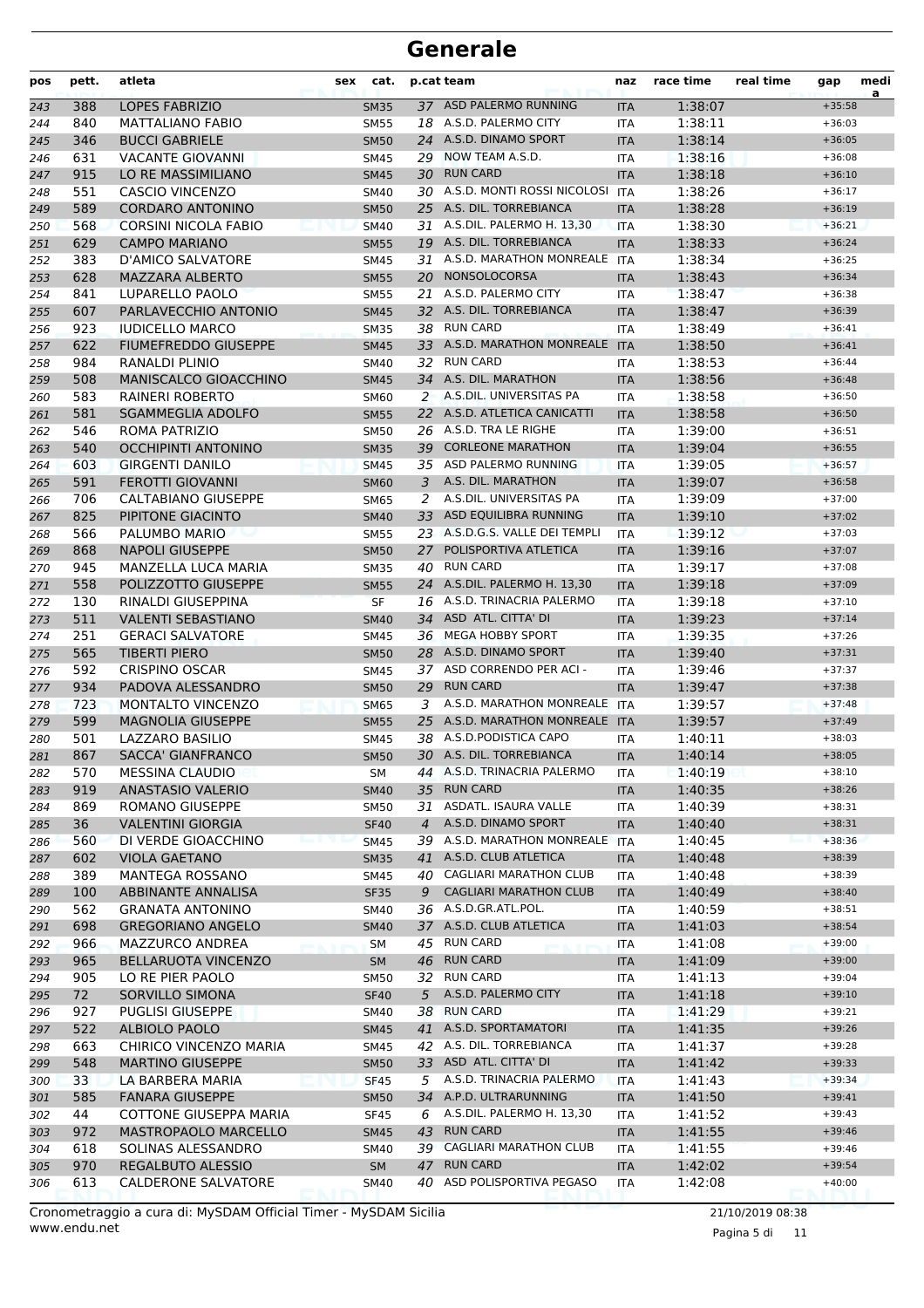# Generale

| pos | pett. | atleta | sex | cat. | p.cat | team | naz | race time | real time | gap | media |
|---|---|---|---|---|---|---|---|---|---|---|---|
| 243 | 388 | LOPES FABRIZIO | | SM35 | 37 | ASD PALERMO RUNNING | ITA | 1:38:07 | | +35:58 | |
| 244 | 840 | MATTALIANO FABIO | | SM55 | 18 | A.S.D. PALERMO CITY | ITA | 1:38:11 | | +36:03 | |
| 245 | 346 | BUCCI GABRIELE | | SM50 | 24 | A.S.D. DINAMO SPORT | ITA | 1:38:14 | | +36:05 | |
| 246 | 631 | VACANTE GIOVANNI | | SM45 | 29 | NOW TEAM A.S.D. | ITA | 1:38:16 | | +36:08 | |
| 247 | 915 | LO RE MASSIMILIANO | | SM45 | 30 | RUN CARD | ITA | 1:38:18 | | +36:10 | |
| 248 | 551 | CASCIO VINCENZO | | SM40 | 30 | A.S.D. MONTI ROSSI NICOLOSI | ITA | 1:38:26 | | +36:17 | |
| 249 | 589 | CORDARO ANTONINO | | SM50 | 25 | A.S. DIL. TORREBIANCA | ITA | 1:38:28 | | +36:19 | |
| 250 | 568 | CORSINI NICOLA FABIO | | SM40 | 31 | A.S.DIL. PALERMO H. 13,30 | ITA | 1:38:30 | | +36:21 | |
| 251 | 629 | CAMPO MARIANO | | SM55 | 19 | A.S. DIL. TORREBIANCA | ITA | 1:38:33 | | +36:24 | |
| 252 | 383 | D'AMICO SALVATORE | | SM45 | 31 | A.S.D. MARATHON MONREALE | ITA | 1:38:34 | | +36:25 | |
| 253 | 628 | MAZZARA ALBERTO | | SM55 | 20 | NONSOLOCORSA | ITA | 1:38:43 | | +36:34 | |
| 254 | 841 | LUPARELLO PAOLO | | SM55 | 21 | A.S.D. PALERMO CITY | ITA | 1:38:47 | | +36:38 | |
| 255 | 607 | PARLAVECCHIO ANTONIO | | SM45 | 32 | A.S. DIL. TORREBIANCA | ITA | 1:38:47 | | +36:39 | |
| 256 | 923 | IUDICELLO MARCO | | SM35 | 38 | RUN CARD | ITA | 1:38:49 | | +36:41 | |
| 257 | 622 | FIUMEFREDDO GIUSEPPE | | SM45 | 33 | A.S.D. MARATHON MONREALE | ITA | 1:38:50 | | +36:41 | |
| 258 | 984 | RANALDI PLINIO | | SM40 | 32 | RUN CARD | ITA | 1:38:53 | | +36:44 | |
| 259 | 508 | MANISCALCO GIOACCHINO | | SM45 | 34 | A.S. DIL. MARATHON | ITA | 1:38:56 | | +36:48 | |
| 260 | 583 | RAINERI ROBERTO | | SM60 | 2 | A.S.DIL. UNIVERSITAS PA | ITA | 1:38:58 | | +36:50 | |
| 261 | 581 | SGAMMEGLIA ADOLFO | | SM55 | 22 | A.S.D. ATLETICA CANICATTI | ITA | 1:38:58 | | +36:50 | |
| 262 | 546 | ROMA PATRIZIO | | SM50 | 26 | A.S.D. TRA LE RIGHE | ITA | 1:39:00 | | +36:51 | |
| 263 | 540 | OCCHIPINTI ANTONINO | | SM35 | 39 | CORLEONE MARATHON | ITA | 1:39:04 | | +36:55 | |
| 264 | 603 | GIRGENTI DANILO | | SM45 | 35 | ASD PALERMO RUNNING | ITA | 1:39:05 | | +36:57 | |
| 265 | 591 | FEROTTI GIOVANNI | | SM60 | 3 | A.S. DIL. MARATHON | ITA | 1:39:07 | | +36:58 | |
| 266 | 706 | CALTABIANO GIUSEPPE | | SM65 | 2 | A.S.DIL. UNIVERSITAS PA | ITA | 1:39:09 | | +37:00 | |
| 267 | 825 | PIPITONE GIACINTO | | SM40 | 33 | ASD EQUILIBRA RUNNING | ITA | 1:39:10 | | +37:02 | |
| 268 | 566 | PALUMBO MARIO | | SM55 | 23 | A.S.D.G.S. VALLE DEI TEMPLI | ITA | 1:39:12 | | +37:03 | |
| 269 | 868 | NAPOLI GIUSEPPE | | SM50 | 27 | POLISPORTIVA ATLETICA | ITA | 1:39:16 | | +37:07 | |
| 270 | 945 | MANZELLA LUCA MARIA | | SM35 | 40 | RUN CARD | ITA | 1:39:17 | | +37:08 | |
| 271 | 558 | POLIZZOTTO GIUSEPPE | | SM55 | 24 | A.S.DIL. PALERMO H. 13,30 | ITA | 1:39:18 | | +37:09 | |
| 272 | 130 | RINALDI GIUSEPPINA | | SF | 16 | A.S.D. TRINACRIA PALERMO | ITA | 1:39:18 | | +37:10 | |
| 273 | 511 | VALENTI SEBASTIANO | | SM40 | 34 | ASD ATL. CITTA' DI | ITA | 1:39:23 | | +37:14 | |
| 274 | 251 | GERACI SALVATORE | | SM45 | 36 | MEGA HOBBY SPORT | ITA | 1:39:35 | | +37:26 | |
| 275 | 565 | TIBERTI PIERO | | SM50 | 28 | A.S.D. DINAMO SPORT | ITA | 1:39:40 | | +37:31 | |
| 276 | 592 | CRISPINO OSCAR | | SM45 | 37 | ASD CORRENDO PER ACI - | ITA | 1:39:46 | | +37:37 | |
| 277 | 934 | PADOVA ALESSANDRO | | SM50 | 29 | RUN CARD | ITA | 1:39:47 | | +37:38 | |
| 278 | 723 | MONTALTO VINCENZO | | SM65 | 3 | A.S.D. MARATHON MONREALE | ITA | 1:39:57 | | +37:48 | |
| 279 | 599 | MAGNOLIA GIUSEPPE | | SM55 | 25 | A.S.D. MARATHON MONREALE | ITA | 1:39:57 | | +37:49 | |
| 280 | 501 | LAZZARO BASILIO | | SM45 | 38 | A.S.D.PODISTICA CAPO | ITA | 1:40:11 | | +38:03 | |
| 281 | 867 | SACCA' GIANFRANCO | | SM50 | 30 | A.S. DIL. TORREBIANCA | ITA | 1:40:14 | | +38:05 | |
| 282 | 570 | MESSINA CLAUDIO | | SM | 44 | A.S.D. TRINACRIA PALERMO | ITA | 1:40:19 | | +38:10 | |
| 283 | 919 | ANASTASIO VALERIO | | SM40 | 35 | RUN CARD | ITA | 1:40:35 | | +38:26 | |
| 284 | 869 | ROMANO GIUSEPPE | | SM50 | 31 | ASDATL. ISAURA VALLE | ITA | 1:40:39 | | +38:31 | |
| 285 | 36 | VALENTINI GIORGIA | | SF40 | 4 | A.S.D. DINAMO SPORT | ITA | 1:40:40 | | +38:31 | |
| 286 | 560 | DI VERDE GIOACCHINO | | SM45 | 39 | A.S.D. MARATHON MONREALE | ITA | 1:40:45 | | +38:36 | |
| 287 | 602 | VIOLA GAETANO | | SM35 | 41 | A.S.D. CLUB ATLETICA | ITA | 1:40:48 | | +38:39 | |
| 288 | 389 | MANTEGA ROSSANO | | SM45 | 40 | CAGLIARI MARATHON CLUB | ITA | 1:40:48 | | +38:39 | |
| 289 | 100 | ABBINANTE ANNALISA | | SF35 | 9 | CAGLIARI MARATHON CLUB | ITA | 1:40:49 | | +38:40 | |
| 290 | 562 | GRANATA ANTONINO | | SM40 | 36 | A.S.D.GR.ATL.POL. | ITA | 1:40:59 | | +38:51 | |
| 291 | 698 | GREGORIANO ANGELO | | SM40 | 37 | A.S.D. CLUB ATLETICA | ITA | 1:41:03 | | +38:54 | |
| 292 | 966 | MAZZURCO ANDREA | | SM | 45 | RUN CARD | ITA | 1:41:08 | | +39:00 | |
| 293 | 965 | BELLARUOTA VINCENZO | | SM | 46 | RUN CARD | ITA | 1:41:09 | | +39:00 | |
| 294 | 905 | LO RE PIER PAOLO | | SM50 | 32 | RUN CARD | ITA | 1:41:13 | | +39:04 | |
| 295 | 72 | SORVILLO SIMONA | | SF40 | 5 | A.S.D. PALERMO CITY | ITA | 1:41:18 | | +39:10 | |
| 296 | 927 | PUGLISI GIUSEPPE | | SM40 | 38 | RUN CARD | ITA | 1:41:29 | | +39:21 | |
| 297 | 522 | ALBIOLO PAOLO | | SM45 | 41 | A.S.D. SPORTAMATORI | ITA | 1:41:35 | | +39:26 | |
| 298 | 663 | CHIRICO VINCENZO MARIA | | SM45 | 42 | A.S. DIL. TORREBIANCA | ITA | 1:41:37 | | +39:28 | |
| 299 | 548 | MARTINO GIUSEPPE | | SM50 | 33 | ASD ATL. CITTA' DI | ITA | 1:41:42 | | +39:33 | |
| 300 | 33 | LA BARBERA MARIA | | SF45 | 5 | A.S.D. TRINACRIA PALERMO | ITA | 1:41:43 | | +39:34 | |
| 301 | 585 | FANARA GIUSEPPE | | SM50 | 34 | A.P.D. ULTRARUNNING | ITA | 1:41:50 | | +39:41 | |
| 302 | 44 | COTTONE GIUSEPPA MARIA | | SF45 | 6 | A.S.DIL. PALERMO H. 13,30 | ITA | 1:41:52 | | +39:43 | |
| 303 | 972 | MASTROPAOLO MARCELLO | | SM45 | 43 | RUN CARD | ITA | 1:41:55 | | +39:46 | |
| 304 | 618 | SOLINAS ALESSANDRO | | SM40 | 39 | CAGLIARI MARATHON CLUB | ITA | 1:41:55 | | +39:46 | |
| 305 | 970 | REGALBUTO ALESSIO | | SM | 47 | RUN CARD | ITA | 1:42:02 | | +39:54 | |
| 306 | 613 | CALDERONE SALVATORE | | SM40 | 40 | ASD POLISPORTIVA PEGASO | ITA | 1:42:08 | | +40:00 | |

Cronometraggio a cura di: MySDAM Official Timer - MySDAM Sicilia
www.endu.net

21/10/2019 08:38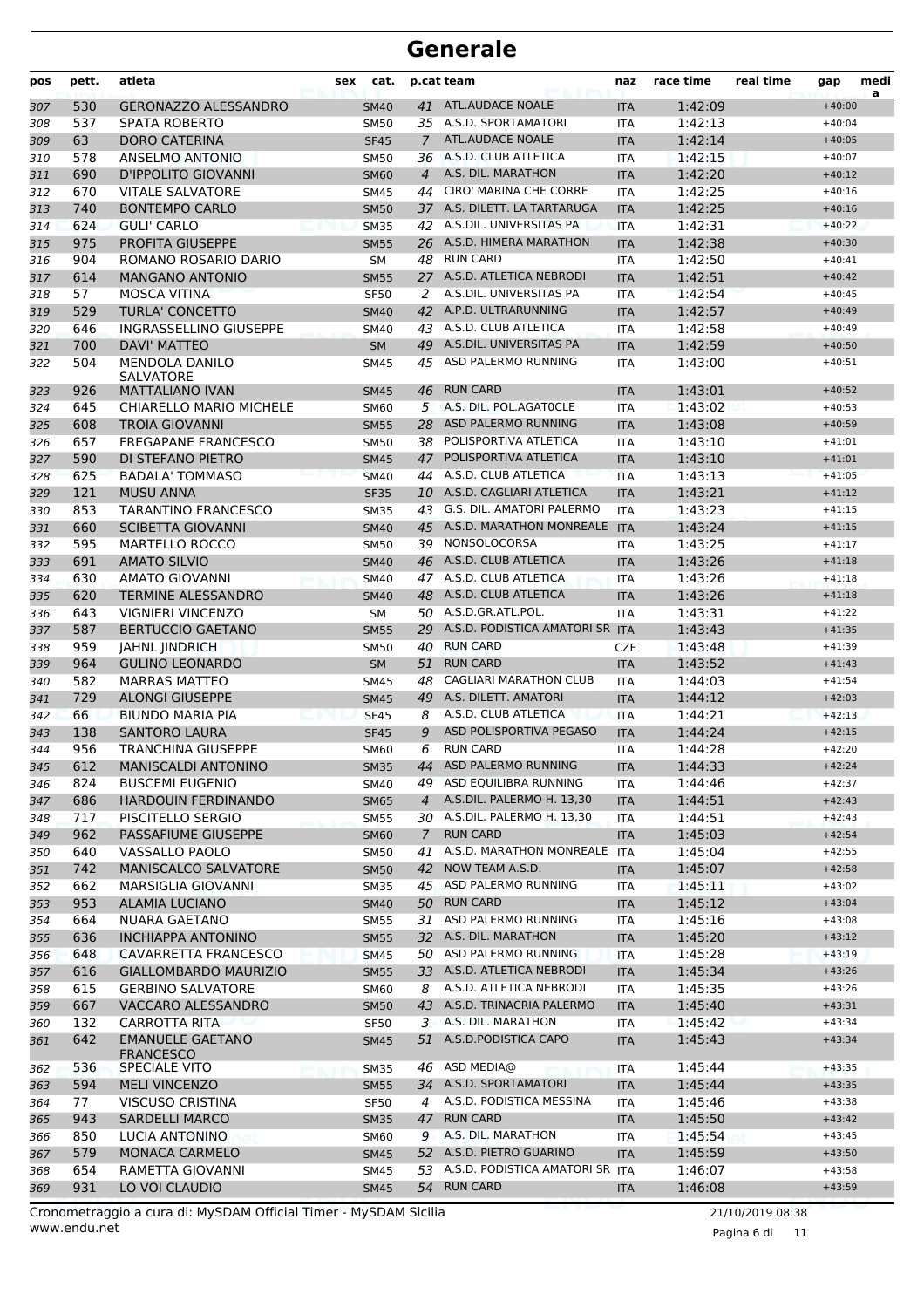# Generale

| pos | pett. | atleta | sex | cat. | p.cat | team | naz | race time | real time | gap | media |
|---|---|---|---|---|---|---|---|---|---|---|---|
| 307 | 530 | GERONAZZO ALESSANDRO | | SM40 | 41 | ATL.AUDACE NOALE | ITA | 1:42:09 | | +40:00 | |
| 308 | 537 | SPATA ROBERTO | | SM50 | 35 | A.S.D. SPORTAMATORI | ITA | 1:42:13 | | +40:04 | |
| 309 | 63 | DORO CATERINA | | SF45 | 7 | ATL.AUDACE NOALE | ITA | 1:42:14 | | +40:05 | |
| 310 | 578 | ANSELMO ANTONIO | | SM50 | 36 | A.S.D. CLUB ATLETICA | ITA | 1:42:15 | | +40:07 | |
| 311 | 690 | D'IPPOLITO GIOVANNI | | SM60 | 4 | A.S. DIL. MARATHON | ITA | 1:42:20 | | +40:12 | |
| 312 | 670 | VITALE SALVATORE | | SM45 | 44 | CIRO' MARINA CHE CORRE | ITA | 1:42:25 | | +40:16 | |
| 313 | 740 | BONTEMPO CARLO | | SM50 | 37 | A.S. DILETT. LA TARTARUGA | ITA | 1:42:25 | | +40:16 | |
| 314 | 624 | GULI' CARLO | | SM35 | 42 | A.S.DIL. UNIVERSITAS PA | ITA | 1:42:31 | | +40:22 | |
| 315 | 975 | PROFITA GIUSEPPE | | SM55 | 26 | A.S.D. HIMERA MARATHON | ITA | 1:42:38 | | +40:30 | |
| 316 | 904 | ROMANO ROSARIO DARIO | | SM | 48 | RUN CARD | ITA | 1:42:50 | | +40:41 | |
| 317 | 614 | MANGANO ANTONIO | | SM55 | 27 | A.S.D. ATLETICA NEBRODI | ITA | 1:42:51 | | +40:42 | |
| 318 | 57 | MOSCA VITINA | | SF50 | 2 | A.S.DIL. UNIVERSITAS PA | ITA | 1:42:54 | | +40:45 | |
| 319 | 529 | TURLA' CONCETTO | | SM40 | 42 | A.P.D. ULTRARUNNING | ITA | 1:42:57 | | +40:49 | |
| 320 | 646 | INGRASSELLINO GIUSEPPE | | SM40 | 43 | A.S.D. CLUB ATLETICA | ITA | 1:42:58 | | +40:49 | |
| 321 | 700 | DAVI' MATTEO | | SM | 49 | A.S.DIL. UNIVERSITAS PA | ITA | 1:42:59 | | +40:50 | |
| 322 | 504 | MENDOLA DANILO SALVATORE | | SM45 | 45 | ASD PALERMO RUNNING | ITA | 1:43:00 | | +40:51 | |
| 323 | 926 | MATTALIANO IVAN | | SM45 | 46 | RUN CARD | ITA | 1:43:01 | | +40:52 | |
| 324 | 645 | CHIARELLO MARIO MICHELE | | SM60 | 5 | A.S. DIL. POL.AGAT0CLE | ITA | 1:43:02 | | +40:53 | |
| 325 | 608 | TROIA GIOVANNI | | SM55 | 28 | ASD PALERMO RUNNING | ITA | 1:43:08 | | +40:59 | |
| 326 | 657 | FREGAPANE FRANCESCO | | SM50 | 38 | POLISPORTIVA ATLETICA | ITA | 1:43:10 | | +41:01 | |
| 327 | 590 | DI STEFANO PIETRO | | SM45 | 47 | POLISPORTIVA ATLETICA | ITA | 1:43:10 | | +41:01 | |
| 328 | 625 | BADALA' TOMMASO | | SM40 | 44 | A.S.D. CLUB ATLETICA | ITA | 1:43:13 | | +41:05 | |
| 329 | 121 | MUSU ANNA | | SF35 | 10 | A.S.D. CAGLIARI ATLETICA | ITA | 1:43:21 | | +41:12 | |
| 330 | 853 | TARANTINO FRANCESCO | | SM35 | 43 | G.S. DIL. AMATORI PALERMO | ITA | 1:43:23 | | +41:15 | |
| 331 | 660 | SCIBETTA GIOVANNI | | SM40 | 45 | A.S.D. MARATHON MONREALE | ITA | 1:43:24 | | +41:15 | |
| 332 | 595 | MARTELLO ROCCO | | SM50 | 39 | NONSOLOCORSA | ITA | 1:43:25 | | +41:17 | |
| 333 | 691 | AMATO SILVIO | | SM40 | 46 | A.S.D. CLUB ATLETICA | ITA | 1:43:26 | | +41:18 | |
| 334 | 630 | AMATO GIOVANNI | | SM40 | 47 | A.S.D. CLUB ATLETICA | ITA | 1:43:26 | | +41:18 | |
| 335 | 620 | TERMINE ALESSANDRO | | SM40 | 48 | A.S.D. CLUB ATLETICA | ITA | 1:43:26 | | +41:18 | |
| 336 | 643 | VIGNIERI VINCENZO | | SM | 50 | A.S.D.GR.ATL.POL. | ITA | 1:43:31 | | +41:22 | |
| 337 | 587 | BERTUCCIO GAETANO | | SM55 | 29 | A.S.D. PODISTICA AMATORI SR | ITA | 1:43:43 | | +41:35 | |
| 338 | 959 | JAHNL JINDRICH | | SM50 | 40 | RUN CARD | CZE | 1:43:48 | | +41:39 | |
| 339 | 964 | GULINO LEONARDO | | SM | 51 | RUN CARD | ITA | 1:43:52 | | +41:43 | |
| 340 | 582 | MARRAS MATTEO | | SM45 | 48 | CAGLIARI MARATHON CLUB | ITA | 1:44:03 | | +41:54 | |
| 341 | 729 | ALONGI GIUSEPPE | | SM45 | 49 | A.S. DILETT. AMATORI | ITA | 1:44:12 | | +42:03 | |
| 342 | 66 | BIUNDO MARIA PIA | | SF45 | 8 | A.S.D. CLUB ATLETICA | ITA | 1:44:21 | | +42:13 | |
| 343 | 138 | SANTORO LAURA | | SF45 | 9 | ASD POLISPORTIVA PEGASO | ITA | 1:44:24 | | +42:15 | |
| 344 | 956 | TRANCHINA GIUSEPPE | | SM60 | 6 | RUN CARD | ITA | 1:44:28 | | +42:20 | |
| 345 | 612 | MANISCALDI ANTONINO | | SM35 | 44 | ASD PALERMO RUNNING | ITA | 1:44:33 | | +42:24 | |
| 346 | 824 | BUSCEMI EUGENIO | | SM40 | 49 | ASD EQUILIBRA RUNNING | ITA | 1:44:46 | | +42:37 | |
| 347 | 686 | HARDOUIN FERDINANDO | | SM65 | 4 | A.S.DIL. PALERMO H. 13,30 | ITA | 1:44:51 | | +42:43 | |
| 348 | 717 | PISCITELLO SERGIO | | SM55 | 30 | A.S.DIL. PALERMO H. 13,30 | ITA | 1:44:51 | | +42:43 | |
| 349 | 962 | PASSAFIUME GIUSEPPE | | SM60 | 7 | RUN CARD | ITA | 1:45:03 | | +42:54 | |
| 350 | 640 | VASSALLO PAOLO | | SM50 | 41 | A.S.D. MARATHON MONREALE | ITA | 1:45:04 | | +42:55 | |
| 351 | 742 | MANISCALCO SALVATORE | | SM50 | 42 | NOW TEAM A.S.D. | ITA | 1:45:07 | | +42:58 | |
| 352 | 662 | MARSIGLIA GIOVANNI | | SM35 | 45 | ASD PALERMO RUNNING | ITA | 1:45:11 | | +43:02 | |
| 353 | 953 | ALAMIA LUCIANO | | SM40 | 50 | RUN CARD | ITA | 1:45:12 | | +43:04 | |
| 354 | 664 | NUARA GAETANO | | SM55 | 31 | ASD PALERMO RUNNING | ITA | 1:45:16 | | +43:08 | |
| 355 | 636 | INCHIAPPA ANTONINO | | SM55 | 32 | A.S. DIL. MARATHON | ITA | 1:45:20 | | +43:12 | |
| 356 | 648 | CAVARRETTA FRANCESCO | | SM45 | 50 | ASD PALERMO RUNNING | ITA | 1:45:28 | | +43:19 | |
| 357 | 616 | GIALLOMBARDO MAURIZIO | | SM55 | 33 | A.S.D. ATLETICA NEBRODI | ITA | 1:45:34 | | +43:26 | |
| 358 | 615 | GERBINO SALVATORE | | SM60 | 8 | A.S.D. ATLETICA NEBRODI | ITA | 1:45:35 | | +43:26 | |
| 359 | 667 | VACCARO ALESSANDRO | | SM50 | 43 | A.S.D. TRINACRIA PALERMO | ITA | 1:45:40 | | +43:31 | |
| 360 | 132 | CARROTTA RITA | | SF50 | 3 | A.S. DIL. MARATHON | ITA | 1:45:42 | | +43:34 | |
| 361 | 642 | EMANUELE GAETANO FRANCESCO | | SM45 | 51 | A.S.D.PODISTICA CAPO | ITA | 1:45:43 | | +43:34 | |
| 362 | 536 | SPECIALE VITO | | SM35 | 46 | ASD MEDIA@ | ITA | 1:45:44 | | +43:35 | |
| 363 | 594 | MELI VINCENZO | | SM55 | 34 | A.S.D. SPORTAMATORI | ITA | 1:45:44 | | +43:35 | |
| 364 | 77 | VISCUSO CRISTINA | | SF50 | 4 | A.S.D. PODISTICA MESSINA | ITA | 1:45:46 | | +43:38 | |
| 365 | 943 | SARDELLI MARCO | | SM35 | 47 | RUN CARD | ITA | 1:45:50 | | +43:42 | |
| 366 | 850 | LUCIA ANTONINO | | SM60 | 9 | A.S. DIL. MARATHON | ITA | 1:45:54 | | +43:45 | |
| 367 | 579 | MONACA CARMELO | | SM45 | 52 | A.S.D. PIETRO GUARINO | ITA | 1:45:59 | | +43:50 | |
| 368 | 654 | RAMETTA GIOVANNI | | SM45 | 53 | A.S.D. PODISTICA AMATORI SR | ITA | 1:46:07 | | +43:58 | |
| 369 | 931 | LO VOI CLAUDIO | | SM45 | 54 | RUN CARD | ITA | 1:46:08 | | +43:59 | |

Cronometraggio a cura di: MySDAM Official Timer - MySDAM Sicilia
www.endu.net

21/10/2019 08:38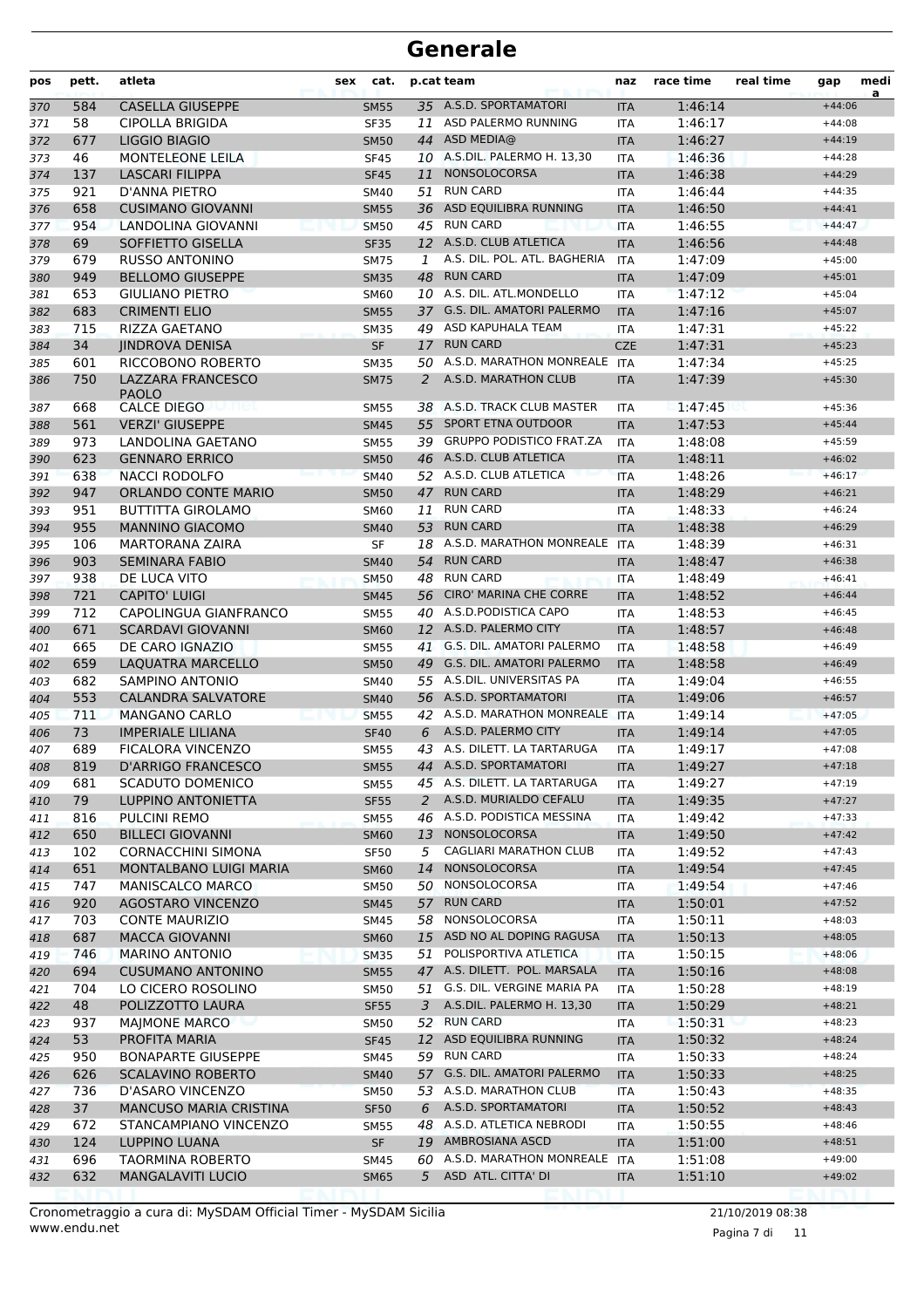# Generale

| pos | pett. | atleta | sex | cat. | p.cat | team | naz | race time | real time | gap | media |
|---|---|---|---|---|---|---|---|---|---|---|---|
| 370 | 584 | CASELLA GIUSEPPE | | SM55 | 35 | A.S.D. SPORTAMATORI | ITA | 1:46:14 | | +44:06 | |
| 371 | 58 | CIPOLLA BRIGIDA | | SF35 | 11 | ASD PALERMO RUNNING | ITA | 1:46:17 | | +44:08 | |
| 372 | 677 | LIGGIO BIAGIO | | SM50 | 44 | ASD MEDIA@ | ITA | 1:46:27 | | +44:19 | |
| 373 | 46 | MONTELEONE LEILA | | SF45 | 10 | A.S.DIL. PALERMO H. 13,30 | ITA | 1:46:36 | | +44:28 | |
| 374 | 137 | LASCARI FILIPPA | | SF45 | 11 | NONSOLOCORSA | ITA | 1:46:38 | | +44:29 | |
| 375 | 921 | D'ANNA PIETRO | | SM40 | 51 | RUN CARD | ITA | 1:46:44 | | +44:35 | |
| 376 | 658 | CUSIMANO GIOVANNI | | SM55 | 36 | ASD EQUILIBRA RUNNING | ITA | 1:46:50 | | +44:41 | |
| 377 | 954 | LANDOLINA GIOVANNI | | SM50 | 45 | RUN CARD | ITA | 1:46:55 | | +44:47 | |
| 378 | 69 | SOFFIETTO GISELLA | | SF35 | 12 | A.S.D. CLUB ATLETICA | ITA | 1:46:56 | | +44:48 | |
| 379 | 679 | RUSSO ANTONINO | | SM75 | 1 | A.S. DIL. POL. ATL. BAGHERIA | ITA | 1:47:09 | | +45:00 | |
| 380 | 949 | BELLOMO GIUSEPPE | | SM35 | 48 | RUN CARD | ITA | 1:47:09 | | +45:01 | |
| 381 | 653 | GIULIANO PIETRO | | SM60 | 10 | A.S. DIL. ATL.MONDELLO | ITA | 1:47:12 | | +45:04 | |
| 382 | 683 | CRIMENTI ELIO | | SM55 | 37 | G.S. DIL. AMATORI PALERMO | ITA | 1:47:16 | | +45:07 | |
| 383 | 715 | RIZZA GAETANO | | SM35 | 49 | ASD KAPUHALA TEAM | ITA | 1:47:31 | | +45:22 | |
| 384 | 34 | JINDROVA DENISA | | SF | 17 | RUN CARD | CZE | 1:47:31 | | +45:23 | |
| 385 | 601 | RICCOBONO ROBERTO | | SM35 | 50 | A.S.D. MARATHON MONREALE | ITA | 1:47:34 | | +45:25 | |
| 386 | 750 | LAZZARA FRANCESCO PAOLO | | SM75 | 2 | A.S.D. MARATHON CLUB | ITA | 1:47:39 | | +45:30 | |
| 387 | 668 | CALCE DIEGO | | SM55 | 38 | A.S.D. TRACK CLUB MASTER | ITA | 1:47:45 | | +45:36 | |
| 388 | 561 | VERZI' GIUSEPPE | | SM45 | 55 | SPORT ETNA OUTDOOR | ITA | 1:47:53 | | +45:44 | |
| 389 | 973 | LANDOLINA GAETANO | | SM55 | 39 | GRUPPO PODISTICO FRAT.ZA | ITA | 1:48:08 | | +45:59 | |
| 390 | 623 | GENNARO ERRICO | | SM50 | 46 | A.S.D. CLUB ATLETICA | ITA | 1:48:11 | | +46:02 | |
| 391 | 638 | NACCI RODOLFO | | SM40 | 52 | A.S.D. CLUB ATLETICA | ITA | 1:48:26 | | +46:17 | |
| 392 | 947 | ORLANDO CONTE MARIO | | SM50 | 47 | RUN CARD | ITA | 1:48:29 | | +46:21 | |
| 393 | 951 | BUTTITTA GIROLAMO | | SM60 | 11 | RUN CARD | ITA | 1:48:33 | | +46:24 | |
| 394 | 955 | MANNINO GIACOMO | | SM40 | 53 | RUN CARD | ITA | 1:48:38 | | +46:29 | |
| 395 | 106 | MARTORANA ZAIRA | | SF | 18 | A.S.D. MARATHON MONREALE | ITA | 1:48:39 | | +46:31 | |
| 396 | 903 | SEMINARA FABIO | | SM40 | 54 | RUN CARD | ITA | 1:48:47 | | +46:38 | |
| 397 | 938 | DE LUCA VITO | | SM50 | 48 | RUN CARD | ITA | 1:48:49 | | +46:41 | |
| 398 | 721 | CAPITO' LUIGI | | SM45 | 56 | CIRO' MARINA CHE CORRE | ITA | 1:48:52 | | +46:44 | |
| 399 | 712 | CAPOLINGUA GIANFRANCO | | SM55 | 40 | A.S.D.PODISTICA CAPO | ITA | 1:48:53 | | +46:45 | |
| 400 | 671 | SCARDAVI GIOVANNI | | SM60 | 12 | A.S.D. PALERMO CITY | ITA | 1:48:57 | | +46:48 | |
| 401 | 665 | DE CARO IGNAZIO | | SM55 | 41 | G.S. DIL. AMATORI PALERMO | ITA | 1:48:58 | | +46:49 | |
| 402 | 659 | LAQUATRA MARCELLO | | SM50 | 49 | G.S. DIL. AMATORI PALERMO | ITA | 1:48:58 | | +46:49 | |
| 403 | 682 | SAMPINO ANTONIO | | SM40 | 55 | A.S.DIL. UNIVERSITAS PA | ITA | 1:49:04 | | +46:55 | |
| 404 | 553 | CALANDRA SALVATORE | | SM40 | 56 | A.S.D. SPORTAMATORI | ITA | 1:49:06 | | +46:57 | |
| 405 | 711 | MANGANO CARLO | | SM55 | 42 | A.S.D. MARATHON MONREALE | ITA | 1:49:14 | | +47:05 | |
| 406 | 73 | IMPERIALE LILIANA | | SF40 | 6 | A.S.D. PALERMO CITY | ITA | 1:49:14 | | +47:05 | |
| 407 | 689 | FICALORA VINCENZO | | SM55 | 43 | A.S. DILETT. LA TARTARUGA | ITA | 1:49:17 | | +47:08 | |
| 408 | 819 | D'ARRIGO FRANCESCO | | SM55 | 44 | A.S.D. SPORTAMATORI | ITA | 1:49:27 | | +47:18 | |
| 409 | 681 | SCADUTO DOMENICO | | SM55 | 45 | A.S. DILETT. LA TARTARUGA | ITA | 1:49:27 | | +47:19 | |
| 410 | 79 | LUPPINO ANTONIETTA | | SF55 | 2 | A.S.D. MURIALDO CEFALU | ITA | 1:49:35 | | +47:27 | |
| 411 | 816 | PULCINI REMO | | SM55 | 46 | A.S.D. PODISTICA MESSINA | ITA | 1:49:42 | | +47:33 | |
| 412 | 650 | BILLECI GIOVANNI | | SM60 | 13 | NONSOLOCORSA | ITA | 1:49:50 | | +47:42 | |
| 413 | 102 | CORNACCHINI SIMONA | | SF50 | 5 | CAGLIARI MARATHON CLUB | ITA | 1:49:52 | | +47:43 | |
| 414 | 651 | MONTALBANO LUIGI MARIA | | SM60 | 14 | NONSOLOCORSA | ITA | 1:49:54 | | +47:45 | |
| 415 | 747 | MANISCALCO MARCO | | SM50 | 50 | NONSOLOCORSA | ITA | 1:49:54 | | +47:46 | |
| 416 | 920 | AGOSTARO VINCENZO | | SM45 | 57 | RUN CARD | ITA | 1:50:01 | | +47:52 | |
| 417 | 703 | CONTE MAURIZIO | | SM45 | 58 | NONSOLOCORSA | ITA | 1:50:11 | | +48:03 | |
| 418 | 687 | MACCA GIOVANNI | | SM60 | 15 | ASD NO AL DOPING RAGUSA | ITA | 1:50:13 | | +48:05 | |
| 419 | 746 | MARINO ANTONIO | | SM35 | 51 | POLISPORTIVA ATLETICA | ITA | 1:50:15 | | +48:06 | |
| 420 | 694 | CUSUMANO ANTONINO | | SM55 | 47 | A.S. DILETT. POL. MARSALA | ITA | 1:50:16 | | +48:08 | |
| 421 | 704 | LO CICERO ROSOLINO | | SM50 | 51 | G.S. DIL. VERGINE MARIA PA | ITA | 1:50:28 | | +48:19 | |
| 422 | 48 | POLIZZOTTO LAURA | | SF55 | 3 | A.S.DIL. PALERMO H. 13,30 | ITA | 1:50:29 | | +48:21 | |
| 423 | 937 | MAJMONE MARCO | | SM50 | 52 | RUN CARD | ITA | 1:50:31 | | +48:23 | |
| 424 | 53 | PROFITA MARIA | | SF45 | 12 | ASD EQUILIBRA RUNNING | ITA | 1:50:32 | | +48:24 | |
| 425 | 950 | BONAPARTE GIUSEPPE | | SM45 | 59 | RUN CARD | ITA | 1:50:33 | | +48:24 | |
| 426 | 626 | SCALAVINO ROBERTO | | SM40 | 57 | G.S. DIL. AMATORI PALERMO | ITA | 1:50:33 | | +48:25 | |
| 427 | 736 | D'ASARO VINCENZO | | SM50 | 53 | A.S.D. MARATHON CLUB | ITA | 1:50:43 | | +48:35 | |
| 428 | 37 | MANCUSO MARIA CRISTINA | | SF50 | 6 | A.S.D. SPORTAMATORI | ITA | 1:50:52 | | +48:43 | |
| 429 | 672 | STANCAMPIANO VINCENZO | | SM55 | 48 | A.S.D. ATLETICA NEBRODI | ITA | 1:50:55 | | +48:46 | |
| 430 | 124 | LUPPINO LUANA | | SF | 19 | AMBROSIANA ASCD | ITA | 1:51:00 | | +48:51 | |
| 431 | 696 | TAORMINA ROBERTO | | SM45 | 60 | A.S.D. MARATHON MONREALE | ITA | 1:51:08 | | +49:00 | |
| 432 | 632 | MANGALAVITI LUCIO | | SM65 | 5 | ASD ATL. CITTA' DI | ITA | 1:51:10 | | +49:02 | |

Cronometraggio a cura di: MySDAM Official Timer - MySDAM Sicilia
www.endu.net

21/10/2019 08:38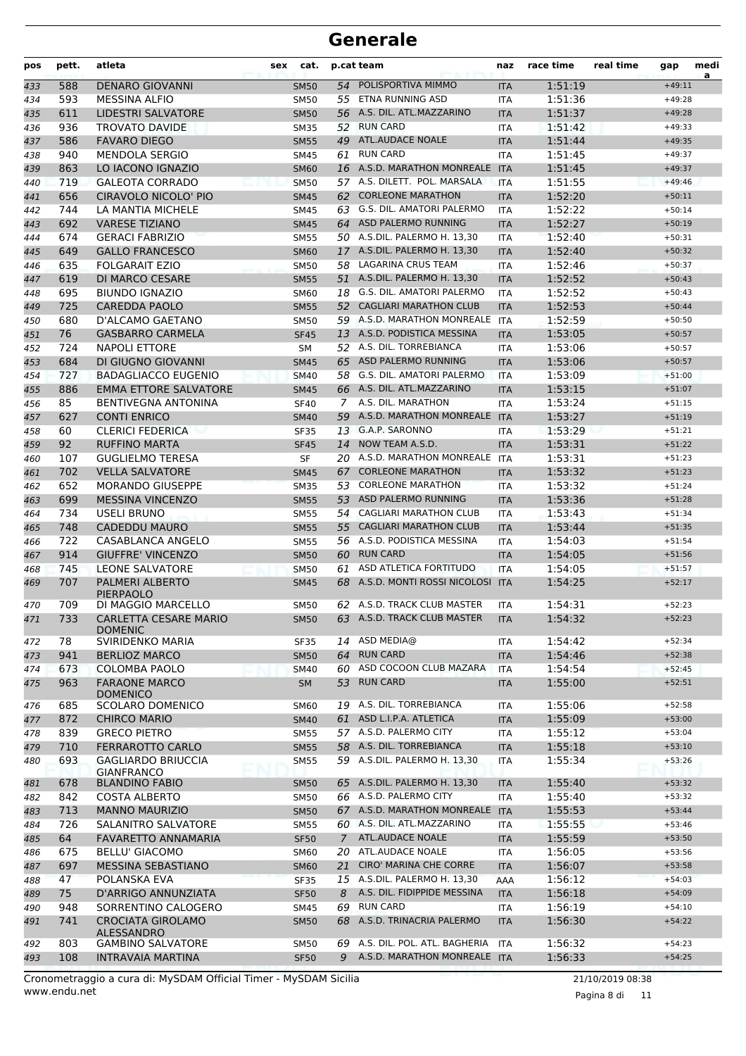# Generale

| pos | pett. | atleta | sex | cat. | p.cat | team | naz | race time | real time | gap | media |
|---|---|---|---|---|---|---|---|---|---|---|---|
| 433 | 588 | DENARO GIOVANNI | | SM50 | 54 | POLISPORTIVA MIMMO | ITA | 1:51:19 | | +49:11 | |
| 434 | 593 | MESSINA ALFIO | | SM50 | 55 | ETNA RUNNING ASD | ITA | 1:51:36 | | +49:28 | |
| 435 | 611 | LIDESTRI SALVATORE | | SM50 | 56 | A.S. DIL. ATL.MAZZARINO | ITA | 1:51:37 | | +49:28 | |
| 436 | 936 | TROVATO DAVIDE | | SM35 | 52 | RUN CARD | ITA | 1:51:42 | | +49:33 | |
| 437 | 586 | FAVARO DIEGO | | SM55 | 49 | ATL.AUDACE NOALE | ITA | 1:51:44 | | +49:35 | |
| 438 | 940 | MENDOLA SERGIO | | SM45 | 61 | RUN CARD | ITA | 1:51:45 | | +49:37 | |
| 439 | 863 | LO IACONO IGNAZIO | | SM60 | 16 | A.S.D. MARATHON MONREALE | ITA | 1:51:45 | | +49:37 | |
| 440 | 719 | GALEOTA CORRADO | | SM50 | 57 | A.S. DILETT. POL. MARSALA | ITA | 1:51:55 | | +49:46 | |
| 441 | 656 | CIRAVOLO NICOLO' PIO | | SM45 | 62 | CORLEONE MARATHON | ITA | 1:52:20 | | +50:11 | |
| 442 | 744 | LA MANTIA MICHELE | | SM45 | 63 | G.S. DIL. AMATORI PALERMO | ITA | 1:52:22 | | +50:14 | |
| 443 | 692 | VARESE TIZIANO | | SM45 | 64 | ASD PALERMO RUNNING | ITA | 1:52:27 | | +50:19 | |
| 444 | 674 | GERACI FABRIZIO | | SM55 | 50 | A.S.DIL. PALERMO H. 13,30 | ITA | 1:52:40 | | +50:31 | |
| 445 | 649 | GALLO FRANCESCO | | SM60 | 17 | A.S.DIL. PALERMO H. 13,30 | ITA | 1:52:40 | | +50:32 | |
| 446 | 635 | FOLGARAIT EZIO | | SM50 | 58 | LAGARINA CRUS TEAM | ITA | 1:52:46 | | +50:37 | |
| 447 | 619 | DI MARCO CESARE | | SM55 | 51 | A.S.DIL. PALERMO H. 13,30 | ITA | 1:52:52 | | +50:43 | |
| 448 | 695 | BIUNDO IGNAZIO | | SM60 | 18 | G.S. DIL. AMATORI PALERMO | ITA | 1:52:52 | | +50:43 | |
| 449 | 725 | CAREDDA PAOLO | | SM55 | 52 | CAGLIARI MARATHON CLUB | ITA | 1:52:53 | | +50:44 | |
| 450 | 680 | D'ALCAMO GAETANO | | SM50 | 59 | A.S.D. MARATHON MONREALE | ITA | 1:52:59 | | +50:50 | |
| 451 | 76 | GASBARRO CARMELA | | SF45 | 13 | A.S.D. PODISTICA MESSINA | ITA | 1:53:05 | | +50:57 | |
| 452 | 724 | NAPOLI ETTORE | | SM | 52 | A.S. DIL. TORREBIANCA | ITA | 1:53:06 | | +50:57 | |
| 453 | 684 | DI GIUGNO GIOVANNI | | SM45 | 65 | ASD PALERMO RUNNING | ITA | 1:53:06 | | +50:57 | |
| 454 | 727 | BADAGLIACCO EUGENIO | | SM40 | 58 | G.S. DIL. AMATORI PALERMO | ITA | 1:53:09 | | +51:00 | |
| 455 | 886 | EMMA ETTORE SALVATORE | | SM45 | 66 | A.S. DIL. ATL.MAZZARINO | ITA | 1:53:15 | | +51:07 | |
| 456 | 85 | BENTIVEGNA ANTONINA | | SF40 | 7 | A.S. DIL. MARATHON | ITA | 1:53:24 | | +51:15 | |
| 457 | 627 | CONTI ENRICO | | SM40 | 59 | A.S.D. MARATHON MONREALE | ITA | 1:53:27 | | +51:19 | |
| 458 | 60 | CLERICI FEDERICA | | SF35 | 13 | G.A.P. SARONNO | ITA | 1:53:29 | | +51:21 | |
| 459 | 92 | RUFFINO MARTA | | SF45 | 14 | NOW TEAM A.S.D. | ITA | 1:53:31 | | +51:22 | |
| 460 | 107 | GUGLIELMO TERESA | | SF | 20 | A.S.D. MARATHON MONREALE | ITA | 1:53:31 | | +51:23 | |
| 461 | 702 | VELLA SALVATORE | | SM45 | 67 | CORLEONE MARATHON | ITA | 1:53:32 | | +51:23 | |
| 462 | 652 | MORANDO GIUSEPPE | | SM35 | 53 | CORLEONE MARATHON | ITA | 1:53:32 | | +51:24 | |
| 463 | 699 | MESSINA VINCENZO | | SM55 | 53 | ASD PALERMO RUNNING | ITA | 1:53:36 | | +51:28 | |
| 464 | 734 | USELI BRUNO | | SM55 | 54 | CAGLIARI MARATHON CLUB | ITA | 1:53:43 | | +51:34 | |
| 465 | 748 | CADEDDU MAURO | | SM55 | 55 | CAGLIARI MARATHON CLUB | ITA | 1:53:44 | | +51:35 | |
| 466 | 722 | CASABLANCA ANGELO | | SM55 | 56 | A.S.D. PODISTICA MESSINA | ITA | 1:54:03 | | +51:54 | |
| 467 | 914 | GIUFFRE' VINCENZO | | SM50 | 60 | RUN CARD | ITA | 1:54:05 | | +51:56 | |
| 468 | 745 | LEONE SALVATORE | | SM50 | 61 | ASD ATLETICA FORTITUDO | ITA | 1:54:05 | | +51:57 | |
| 469 | 707 | PALMERI ALBERTO PIERPAOLO | | SM45 | 68 | A.S.D. MONTI ROSSI NICOLOSI | ITA | 1:54:25 | | +52:17 | |
| 470 | 709 | DI MAGGIO MARCELLO | | SM50 | 62 | A.S.D. TRACK CLUB MASTER | ITA | 1:54:31 | | +52:23 | |
| 471 | 733 | CARLETTA CESARE MARIO DOMENIC | | SM50 | 63 | A.S.D. TRACK CLUB MASTER | ITA | 1:54:32 | | +52:23 | |
| 472 | 78 | SVIRIDENKO MARIA | | SF35 | 14 | ASD MEDIA@ | ITA | 1:54:42 | | +52:34 | |
| 473 | 941 | BERLIOZ MARCO | | SM50 | 64 | RUN CARD | ITA | 1:54:46 | | +52:38 | |
| 474 | 673 | COLOMBA PAOLO | | SM40 | 60 | ASD COCOON CLUB MAZARA | ITA | 1:54:54 | | +52:45 | |
| 475 | 963 | FARAONE MARCO DOMENICO | | SM | 53 | RUN CARD | ITA | 1:55:00 | | +52:51 | |
| 476 | 685 | SCOLARO DOMENICO | | SM60 | 19 | A.S. DIL. TORREBIANCA | ITA | 1:55:06 | | +52:58 | |
| 477 | 872 | CHIRCO MARIO | | SM40 | 61 | ASD L.I.P.A. ATLETICA | ITA | 1:55:09 | | +53:00 | |
| 478 | 839 | GRECO PIETRO | | SM55 | 57 | A.S.D. PALERMO CITY | ITA | 1:55:12 | | +53:04 | |
| 479 | 710 | FERRAROTTO CARLO | | SM55 | 58 | A.S. DIL. TORREBIANCA | ITA | 1:55:18 | | +53:10 | |
| 480 | 693 | GAGLIARDO BRIUCCIA GIANFRANCO | | SM55 | 59 | A.S.DIL. PALERMO H. 13,30 | ITA | 1:55:34 | | +53:26 | |
| 481 | 678 | BLANDINO FABIO | | SM50 | 65 | A.S.DIL. PALERMO H. 13,30 | ITA | 1:55:40 | | +53:32 | |
| 482 | 842 | COSTA ALBERTO | | SM50 | 66 | A.S.D. PALERMO CITY | ITA | 1:55:40 | | +53:32 | |
| 483 | 713 | MANNO MAURIZIO | | SM50 | 67 | A.S.D. MARATHON MONREALE | ITA | 1:55:53 | | +53:44 | |
| 484 | 726 | SALANITRO SALVATORE | | SM55 | 60 | A.S. DIL. ATL.MAZZARINO | ITA | 1:55:55 | | +53:46 | |
| 485 | 64 | FAVARETTO ANNAMARIA | | SF50 | 7 | ATL.AUDACE NOALE | ITA | 1:55:59 | | +53:50 | |
| 486 | 675 | BELLU' GIACOMO | | SM60 | 20 | ATL.AUDACE NOALE | ITA | 1:56:05 | | +53:56 | |
| 487 | 697 | MESSINA SEBASTIANO | | SM60 | 21 | CIRO' MARINA CHE CORRE | ITA | 1:56:07 | | +53:58 | |
| 488 | 47 | POLANSKA EVA | | SF35 | 15 | A.S.DIL. PALERMO H. 13,30 | AAA | 1:56:12 | | +54:03 | |
| 489 | 75 | D'ARRIGO ANNUNZIATA | | SF50 | 8 | A.S. DIL. FIDIPPIDE MESSINA | ITA | 1:56:18 | | +54:09 | |
| 490 | 948 | SORRENTINO CALOGERO | | SM45 | 69 | RUN CARD | ITA | 1:56:19 | | +54:10 | |
| 491 | 741 | CROCIATA GIROLAMO ALESSANDRO | | SM50 | 68 | A.S.D. TRINACRIA PALERMO | ITA | 1:56:30 | | +54:22 | |
| 492 | 803 | GAMBINO SALVATORE | | SM50 | 69 | A.S. DIL. POL. ATL. BAGHERIA | ITA | 1:56:32 | | +54:23 | |
| 493 | 108 | INTRAVAIA MARTINA | | SF50 | 9 | A.S.D. MARATHON MONREALE | ITA | 1:56:33 | | +54:25 | |

Cronometraggio a cura di: MySDAM Official Timer - MySDAM Sicilia
www.endu.net

21/10/2019 08:38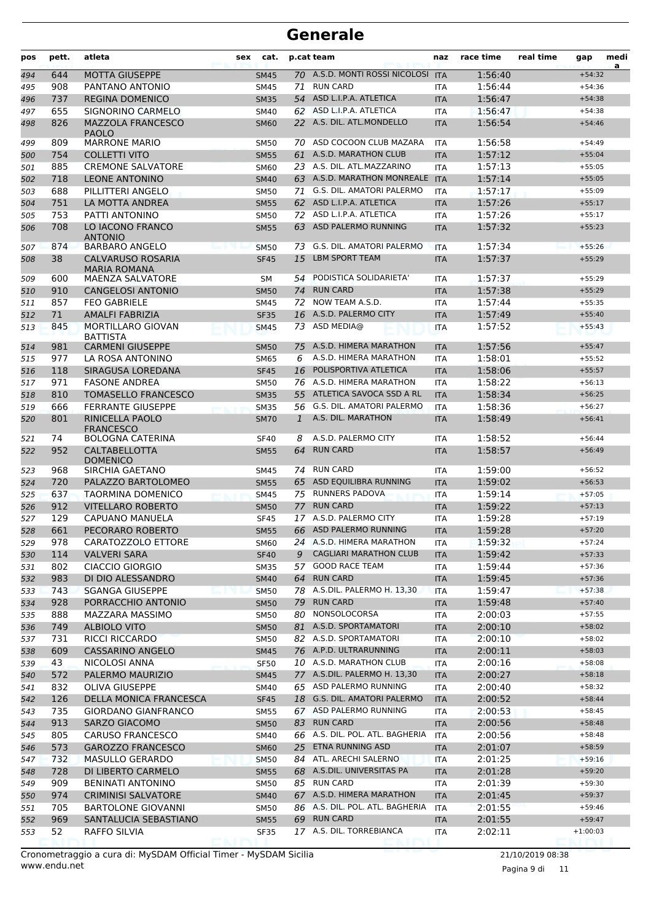# Generale

| pos | pett. | atleta | sex | cat. | p.cat | team | naz | race time | real time | gap | medi a |
|---|---|---|---|---|---|---|---|---|---|---|---|
| 494 | 644 | MOTTA GIUSEPPE | | SM45 | 70 | A.S.D. MONTI ROSSI NICOLOSI | ITA | 1:56:40 | | +54:32 | |
| 495 | 908 | PANTANO ANTONIO | | SM45 | 71 | RUN CARD | ITA | 1:56:44 | | +54:36 | |
| 496 | 737 | REGINA DOMENICO | | SM35 | 54 | ASD L.I.P.A. ATLETICA | ITA | 1:56:47 | | +54:38 | |
| 497 | 655 | SIGNORINO CARMELO | | SM40 | 62 | ASD L.I.P.A. ATLETICA | ITA | 1:56:47 | | +54:38 | |
| 498 | 826 | MAZZOLA FRANCESCO PAOLO | | SM60 | 22 | A.S. DIL. ATL.MONDELLO | ITA | 1:56:54 | | +54:46 | |
| 499 | 809 | MARRONE MARIO | | SM50 | 70 | ASD COCOON CLUB MAZARA | ITA | 1:56:58 | | +54:49 | |
| 500 | 754 | COLLETTI VITO | | SM55 | 61 | A.S.D. MARATHON CLUB | ITA | 1:57:12 | | +55:04 | |
| 501 | 885 | CREMONE SALVATORE | | SM60 | 23 | A.S. DIL. ATL.MAZZARINO | ITA | 1:57:13 | | +55:05 | |
| 502 | 718 | LEONE ANTONINO | | SM40 | 63 | A.S.D. MARATHON MONREALE | ITA | 1:57:14 | | +55:05 | |
| 503 | 688 | PILLITTERI ANGELO | | SM50 | 71 | G.S. DIL. AMATORI PALERMO | ITA | 1:57:17 | | +55:09 | |
| 504 | 751 | LA MOTTA ANDREA | | SM55 | 62 | ASD L.I.P.A. ATLETICA | ITA | 1:57:26 | | +55:17 | |
| 505 | 753 | PATTI ANTONINO | | SM50 | 72 | ASD L.I.P.A. ATLETICA | ITA | 1:57:26 | | +55:17 | |
| 506 | 708 | LO IACONO FRANCO ANTONIO | | SM55 | 63 | ASD PALERMO RUNNING | ITA | 1:57:32 | | +55:23 | |
| 507 | 874 | BARBARO ANGELO | | SM50 | 73 | G.S. DIL. AMATORI PALERMO | ITA | 1:57:34 | | +55:26 | |
| 508 | 38 | CALVARUSO ROSARIA MARIA ROMANA | | SF45 | 15 | LBM SPORT TEAM | ITA | 1:57:37 | | +55:29 | |
| 509 | 600 | MAENZA SALVATORE | | SM | 54 | PODISTICA SOLIDARIETA' | ITA | 1:57:37 | | +55:29 | |
| 510 | 910 | CANGELOSI ANTONIO | | SM50 | 74 | RUN CARD | ITA | 1:57:38 | | +55:29 | |
| 511 | 857 | FEO GABRIELE | | SM45 | 72 | NOW TEAM A.S.D. | ITA | 1:57:44 | | +55:35 | |
| 512 | 71 | AMALFI FABRIZIA | | SF35 | 16 | A.S.D. PALERMO CITY | ITA | 1:57:49 | | +55:40 | |
| 513 | 845 | MORTILLARO GIOVAN BATTISTA | | SM45 | 73 | ASD MEDIA@ | ITA | 1:57:52 | | +55:43 | |
| 514 | 981 | CARMENI GIUSEPPE | | SM50 | 75 | A.S.D. HIMERA MARATHON | ITA | 1:57:56 | | +55:47 | |
| 515 | 977 | LA ROSA ANTONINO | | SM65 | 6 | A.S.D. HIMERA MARATHON | ITA | 1:58:01 | | +55:52 | |
| 516 | 118 | SIRAGUSA LOREDANA | | SF45 | 16 | POLISPORTIVA ATLETICA | ITA | 1:58:06 | | +55:57 | |
| 517 | 971 | FASONE ANDREA | | SM50 | 76 | A.S.D. HIMERA MARATHON | ITA | 1:58:22 | | +56:13 | |
| 518 | 810 | TOMASELLO FRANCESCO | | SM35 | 55 | ATLETICA SAVOCA SSD A RL | ITA | 1:58:34 | | +56:25 | |
| 519 | 666 | FERRANTE GIUSEPPE | | SM35 | 56 | G.S. DIL. AMATORI PALERMO | ITA | 1:58:36 | | +56:27 | |
| 520 | 801 | RINICELLA PAOLO FRANCESCO | | SM70 | 1 | A.S. DIL. MARATHON | ITA | 1:58:49 | | +56:41 | |
| 521 | 74 | BOLOGNA CATERINA | | SF40 | 8 | A.S.D. PALERMO CITY | ITA | 1:58:52 | | +56:44 | |
| 522 | 952 | CALTABELLOTTA DOMENICO | | SM55 | 64 | RUN CARD | ITA | 1:58:57 | | +56:49 | |
| 523 | 968 | SIRCHIA GAETANO | | SM45 | 74 | RUN CARD | ITA | 1:59:00 | | +56:52 | |
| 524 | 720 | PALAZZO BARTOLOMEO | | SM55 | 65 | ASD EQUILIBRA RUNNING | ITA | 1:59:02 | | +56:53 | |
| 525 | 637 | TAORMINA DOMENICO | | SM45 | 75 | RUNNERS PADOVA | ITA | 1:59:14 | | +57:05 | |
| 526 | 912 | VITELLARO ROBERTO | | SM50 | 77 | RUN CARD | ITA | 1:59:22 | | +57:13 | |
| 527 | 129 | CAPUANO MANUELA | | SF45 | 17 | A.S.D. PALERMO CITY | ITA | 1:59:28 | | +57:19 | |
| 528 | 661 | PECORARO ROBERTO | | SM55 | 66 | ASD PALERMO RUNNING | ITA | 1:59:28 | | +57:20 | |
| 529 | 978 | CARATOZZOLO ETTORE | | SM60 | 24 | A.S.D. HIMERA MARATHON | ITA | 1:59:32 | | +57:24 | |
| 530 | 114 | VALVERI SARA | | SF40 | 9 | CAGLIARI MARATHON CLUB | ITA | 1:59:42 | | +57:33 | |
| 531 | 802 | CIACCIO GIORGIO | | SM35 | 57 | GOOD RACE TEAM | ITA | 1:59:44 | | +57:36 | |
| 532 | 983 | DI DIO ALESSANDRO | | SM40 | 64 | RUN CARD | ITA | 1:59:45 | | +57:36 | |
| 533 | 743 | SGANGA GIUSEPPE | | SM50 | 78 | A.S.DIL. PALERMO H. 13,30 | ITA | 1:59:47 | | +57:38 | |
| 534 | 928 | PORRACCHIO ANTONIO | | SM50 | 79 | RUN CARD | ITA | 1:59:48 | | +57:40 | |
| 535 | 888 | MAZZARA MASSIMO | | SM50 | 80 | NONSOLOCORSA | ITA | 2:00:03 | | +57:55 | |
| 536 | 749 | ALBIOLO VITO | | SM50 | 81 | A.S.D. SPORTAMATORI | ITA | 2:00:10 | | +58:02 | |
| 537 | 731 | RICCI RICCARDO | | SM50 | 82 | A.S.D. SPORTAMATORI | ITA | 2:00:10 | | +58:02 | |
| 538 | 609 | CASSARINO ANGELO | | SM45 | 76 | A.P.D. ULTRARUNNING | ITA | 2:00:11 | | +58:03 | |
| 539 | 43 | NICOLOSI ANNA | | SF50 | 10 | A.S.D. MARATHON CLUB | ITA | 2:00:16 | | +58:08 | |
| 540 | 572 | PALERMO MAURIZIO | | SM45 | 77 | A.S.DIL. PALERMO H. 13,30 | ITA | 2:00:27 | | +58:18 | |
| 541 | 832 | OLIVA GIUSEPPE | | SM40 | 65 | ASD PALERMO RUNNING | ITA | 2:00:40 | | +58:32 | |
| 542 | 126 | DELLA MONICA FRANCESCA | | SF45 | 18 | G.S. DIL. AMATORI PALERMO | ITA | 2:00:52 | | +58:44 | |
| 543 | 735 | GIORDANO GIANFRANCO | | SM55 | 67 | ASD PALERMO RUNNING | ITA | 2:00:53 | | +58:45 | |
| 544 | 913 | SARZO GIACOMO | | SM50 | 83 | RUN CARD | ITA | 2:00:56 | | +58:48 | |
| 545 | 805 | CARUSO FRANCESCO | | SM40 | 66 | A.S. DIL. POL. ATL. BAGHERIA | ITA | 2:00:56 | | +58:48 | |
| 546 | 573 | GAROZZO FRANCESCO | | SM60 | 25 | ETNA RUNNING ASD | ITA | 2:01:07 | | +58:59 | |
| 547 | 732 | MASULLO GERARDO | | SM50 | 84 | ATL. ARECHI SALERNO | ITA | 2:01:25 | | +59:16 | |
| 548 | 728 | DI LIBERTO CARMELO | | SM55 | 68 | A.S.DIL. UNIVERSITAS PA | ITA | 2:01:28 | | +59:20 | |
| 549 | 909 | BENINATI ANTONINO | | SM50 | 85 | RUN CARD | ITA | 2:01:39 | | +59:30 | |
| 550 | 974 | CRIMINISI SALVATORE | | SM40 | 67 | A.S.D. HIMERA MARATHON | ITA | 2:01:45 | | +59:37 | |
| 551 | 705 | BARTOLONE GIOVANNI | | SM50 | 86 | A.S. DIL. POL. ATL. BAGHERIA | ITA | 2:01:55 | | +59:46 | |
| 552 | 969 | SANTALUCIA SEBASTIANO | | SM55 | 69 | RUN CARD | ITA | 2:01:55 | | +59:47 | |
| 553 | 52 | RAFFO SILVIA | | SF35 | 17 | A.S. DIL. TORREBIANCA | ITA | 2:02:11 | | +1:00:03 | |

Cronometraggio a cura di: MySDAM Official Timer - MySDAM Sicilia
www.endu.net

21/10/2019 08:38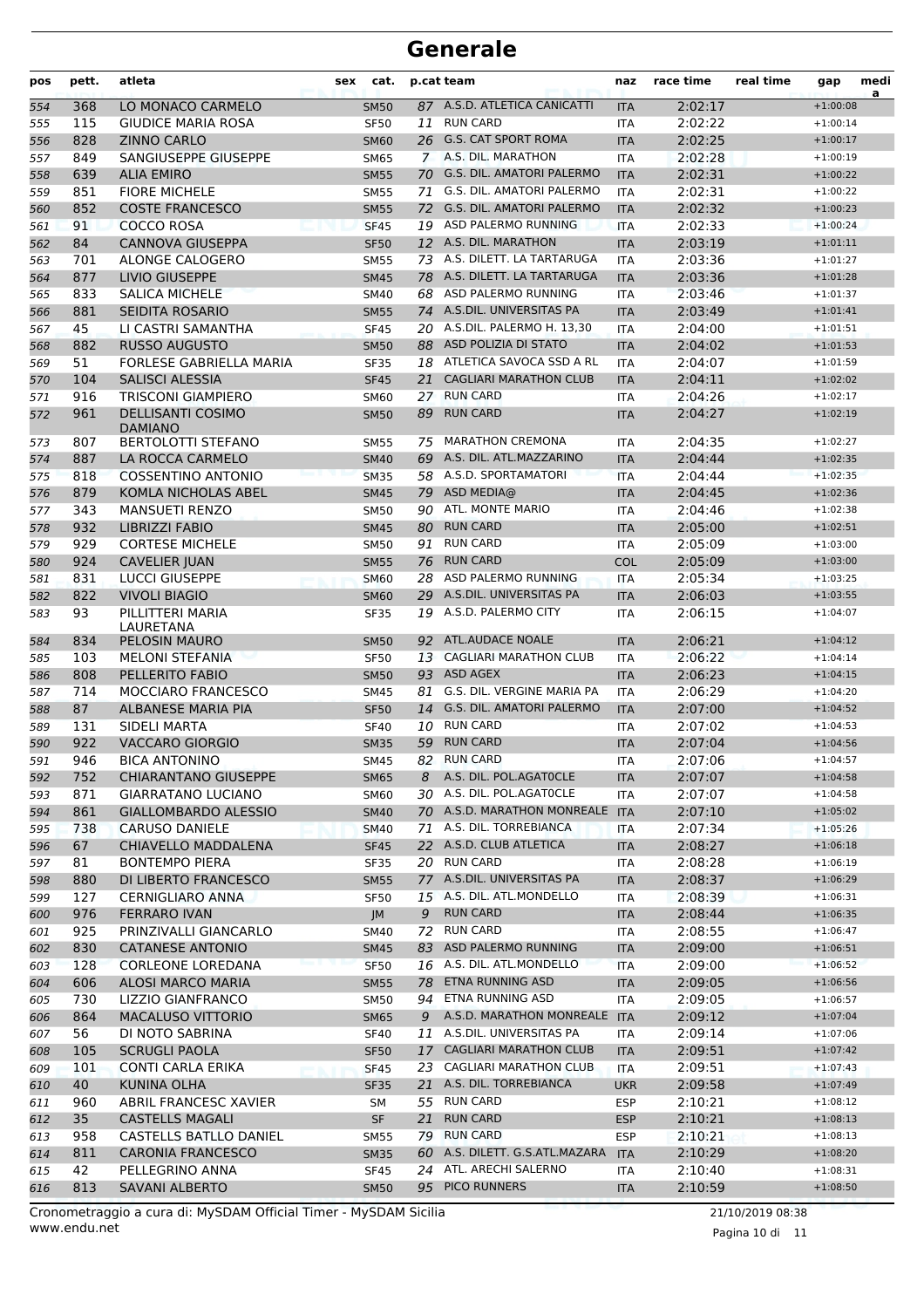# Generale

| pos | pett. | atleta | sex | cat. | p.cat | team | naz | race time | real time | gap | media |
|---|---|---|---|---|---|---|---|---|---|---|---|
| 554 | 368 | LO MONACO CARMELO | | SM50 | 87 | A.S.D. ATLETICA CANICATTI | ITA | 2:02:17 | | +1:00:08 | |
| 555 | 115 | GIUDICE MARIA ROSA | | SF50 | 11 | RUN CARD | ITA | 2:02:22 | | +1:00:14 | |
| 556 | 828 | ZINNO CARLO | | SM60 | 26 | G.S. CAT SPORT ROMA | ITA | 2:02:25 | | +1:00:17 | |
| 557 | 849 | SANGIUSEPPE GIUSEPPE | | SM65 | 7 | A.S. DIL. MARATHON | ITA | 2:02:28 | | +1:00:19 | |
| 558 | 639 | ALIA EMIRO | | SM55 | 70 | G.S. DIL. AMATORI PALERMO | ITA | 2:02:31 | | +1:00:22 | |
| 559 | 851 | FIORE MICHELE | | SM55 | 71 | G.S. DIL. AMATORI PALERMO | ITA | 2:02:31 | | +1:00:22 | |
| 560 | 852 | COSTE FRANCESCO | | SM55 | 72 | G.S. DIL. AMATORI PALERMO | ITA | 2:02:32 | | +1:00:23 | |
| 561 | 91 | COCCO ROSA | | SF45 | 19 | ASD PALERMO RUNNING | ITA | 2:02:33 | | +1:00:24 | |
| 562 | 84 | CANNOVA GIUSEPPA | | SF50 | 12 | A.S. DIL. MARATHON | ITA | 2:03:19 | | +1:01:11 | |
| 563 | 701 | ALONGE CALOGERO | | SM55 | 73 | A.S. DILETT. LA TARTARUGA | ITA | 2:03:36 | | +1:01:27 | |
| 564 | 877 | LIVIO GIUSEPPE | | SM45 | 78 | A.S. DILETT. LA TARTARUGA | ITA | 2:03:36 | | +1:01:28 | |
| 565 | 833 | SALICA MICHELE | | SM40 | 68 | ASD PALERMO RUNNING | ITA | 2:03:46 | | +1:01:37 | |
| 566 | 881 | SEIDITA ROSARIO | | SM55 | 74 | A.S.DIL. UNIVERSITAS PA | ITA | 2:03:49 | | +1:01:41 | |
| 567 | 45 | LI CASTRI SAMANTHA | | SF45 | 20 | A.S.DIL. PALERMO H. 13,30 | ITA | 2:04:00 | | +1:01:51 | |
| 568 | 882 | RUSSO AUGUSTO | | SM50 | 88 | ASD POLIZIA DI STATO | ITA | 2:04:02 | | +1:01:53 | |
| 569 | 51 | FORLESE GABRIELLA MARIA | | SF35 | 18 | ATLETICA SAVOCA SSD A RL | ITA | 2:04:07 | | +1:01:59 | |
| 570 | 104 | SALISCI ALESSIA | | SF45 | 21 | CAGLIARI MARATHON CLUB | ITA | 2:04:11 | | +1:02:02 | |
| 571 | 916 | TRISCONI GIAMPIERO | | SM60 | 27 | RUN CARD | ITA | 2:04:26 | | +1:02:17 | |
| 572 | 961 | DELLISANTI COSIMO DAMIANO | | SM50 | 89 | RUN CARD | ITA | 2:04:27 | | +1:02:19 | |
| 573 | 807 | BERTOLOTTI STEFANO | | SM55 | 75 | MARATHON CREMONA | ITA | 2:04:35 | | +1:02:27 | |
| 574 | 887 | LA ROCCA CARMELO | | SM40 | 69 | A.S. DIL. ATL.MAZZARINO | ITA | 2:04:44 | | +1:02:35 | |
| 575 | 818 | COSSENTINO ANTONIO | | SM35 | 58 | A.S.D. SPORTAMATORI | ITA | 2:04:44 | | +1:02:35 | |
| 576 | 879 | KOMLA NICHOLAS ABEL | | SM45 | 79 | ASD MEDIA@ | ITA | 2:04:45 | | +1:02:36 | |
| 577 | 343 | MANSUETI RENZO | | SM50 | 90 | ATL. MONTE MARIO | ITA | 2:04:46 | | +1:02:38 | |
| 578 | 932 | LIBRIZZI FABIO | | SM45 | 80 | RUN CARD | ITA | 2:05:00 | | +1:02:51 | |
| 579 | 929 | CORTESE MICHELE | | SM50 | 91 | RUN CARD | ITA | 2:05:09 | | +1:03:00 | |
| 580 | 924 | CAVELIER JUAN | | SM55 | 76 | RUN CARD | COL | 2:05:09 | | +1:03:00 | |
| 581 | 831 | LUCCI GIUSEPPE | | SM60 | 28 | ASD PALERMO RUNNING | ITA | 2:05:34 | | +1:03:25 | |
| 582 | 822 | VIVOLI BIAGIO | | SM60 | 29 | A.S.DIL. UNIVERSITAS PA | ITA | 2:06:03 | | +1:03:55 | |
| 583 | 93 | PILLITTERI MARIA LAURETANA | | SF35 | 19 | A.S.D. PALERMO CITY | ITA | 2:06:15 | | +1:04:07 | |
| 584 | 834 | PELOSIN MAURO | | SM50 | 92 | ATL.AUDACE NOALE | ITA | 2:06:21 | | +1:04:12 | |
| 585 | 103 | MELONI STEFANIA | | SF50 | 13 | CAGLIARI MARATHON CLUB | ITA | 2:06:22 | | +1:04:14 | |
| 586 | 808 | PELLERITO FABIO | | SM50 | 93 | ASD AGEX | ITA | 2:06:23 | | +1:04:15 | |
| 587 | 714 | MOCCIARO FRANCESCO | | SM45 | 81 | G.S. DIL. VERGINE MARIA PA | ITA | 2:06:29 | | +1:04:20 | |
| 588 | 87 | ALBANESE MARIA PIA | | SF50 | 14 | G.S. DIL. AMATORI PALERMO | ITA | 2:07:00 | | +1:04:52 | |
| 589 | 131 | SIDELI MARTA | | SF40 | 10 | RUN CARD | ITA | 2:07:02 | | +1:04:53 | |
| 590 | 922 | VACCARO GIORGIO | | SM35 | 59 | RUN CARD | ITA | 2:07:04 | | +1:04:56 | |
| 591 | 946 | BICA ANTONINO | | SM45 | 82 | RUN CARD | ITA | 2:07:06 | | +1:04:57 | |
| 592 | 752 | CHIARANTANO GIUSEPPE | | SM65 | 8 | A.S. DIL. POL.AGAT0CLE | ITA | 2:07:07 | | +1:04:58 | |
| 593 | 871 | GIARRATANO LUCIANO | | SM60 | 30 | A.S. DIL. POL.AGAT0CLE | ITA | 2:07:07 | | +1:04:58 | |
| 594 | 861 | GIALLOMBARDO ALESSIO | | SM40 | 70 | A.S.D. MARATHON MONREALE | ITA | 2:07:10 | | +1:05:02 | |
| 595 | 738 | CARUSO DANIELE | | SM40 | 71 | A.S. DIL. TORREBIANCA | ITA | 2:07:34 | | +1:05:26 | |
| 596 | 67 | CHIAVELLO MADDALENA | | SF45 | 22 | A.S.D. CLUB ATLETICA | ITA | 2:08:27 | | +1:06:18 | |
| 597 | 81 | BONTEMPO PIERA | | SF35 | 20 | RUN CARD | ITA | 2:08:28 | | +1:06:19 | |
| 598 | 880 | DI LIBERTO FRANCESCO | | SM55 | 77 | A.S.DIL. UNIVERSITAS PA | ITA | 2:08:37 | | +1:06:29 | |
| 599 | 127 | CERNIGLIARO ANNA | | SF50 | 15 | A.S. DIL. ATL.MONDELLO | ITA | 2:08:39 | | +1:06:31 | |
| 600 | 976 | FERRARO IVAN | | JM | 9 | RUN CARD | ITA | 2:08:44 | | +1:06:35 | |
| 601 | 925 | PRINZIVALLI GIANCARLO | | SM40 | 72 | RUN CARD | ITA | 2:08:55 | | +1:06:47 | |
| 602 | 830 | CATANESE ANTONIO | | SM45 | 83 | ASD PALERMO RUNNING | ITA | 2:09:00 | | +1:06:51 | |
| 603 | 128 | CORLEONE LOREDANA | | SF50 | 16 | A.S. DIL. ATL.MONDELLO | ITA | 2:09:00 | | +1:06:52 | |
| 604 | 606 | ALOSI MARCO MARIA | | SM55 | 78 | ETNA RUNNING ASD | ITA | 2:09:05 | | +1:06:56 | |
| 605 | 730 | LIZZIO GIANFRANCO | | SM50 | 94 | ETNA RUNNING ASD | ITA | 2:09:05 | | +1:06:57 | |
| 606 | 864 | MACALUSO VITTORIO | | SM65 | 9 | A.S.D. MARATHON MONREALE | ITA | 2:09:12 | | +1:07:04 | |
| 607 | 56 | DI NOTO SABRINA | | SF40 | 11 | A.S.DIL. UNIVERSITAS PA | ITA | 2:09:14 | | +1:07:06 | |
| 608 | 105 | SCRUGLI PAOLA | | SF50 | 17 | CAGLIARI MARATHON CLUB | ITA | 2:09:51 | | +1:07:42 | |
| 609 | 101 | CONTI CARLA ERIKA | | SF45 | 23 | CAGLIARI MARATHON CLUB | ITA | 2:09:51 | | +1:07:43 | |
| 610 | 40 | KUNINA OLHA | | SF35 | 21 | A.S. DIL. TORREBIANCA | UKR | 2:09:58 | | +1:07:49 | |
| 611 | 960 | ABRIL FRANCESC XAVIER | | SM | 55 | RUN CARD | ESP | 2:10:21 | | +1:08:12 | |
| 612 | 35 | CASTELLS MAGALI | | SF | 21 | RUN CARD | ESP | 2:10:21 | | +1:08:13 | |
| 613 | 958 | CASTELLS BATLLO DANIEL | | SM55 | 79 | RUN CARD | ESP | 2:10:21 | | +1:08:13 | |
| 614 | 811 | CARONIA FRANCESCO | | SM35 | 60 | A.S. DILETT. G.S.ATL.MAZARA | ITA | 2:10:29 | | +1:08:20 | |
| 615 | 42 | PELLEGRINO ANNA | | SF45 | 24 | ATL. ARECHI SALERNO | ITA | 2:10:40 | | +1:08:31 | |
| 616 | 813 | SAVANI ALBERTO | | SM50 | 95 | PICO RUNNERS | ITA | 2:10:59 | | +1:08:50 | |

Cronometraggio a cura di: MySDAM Official Timer - MySDAM Sicilia
www.endu.net

21/10/2019 08:38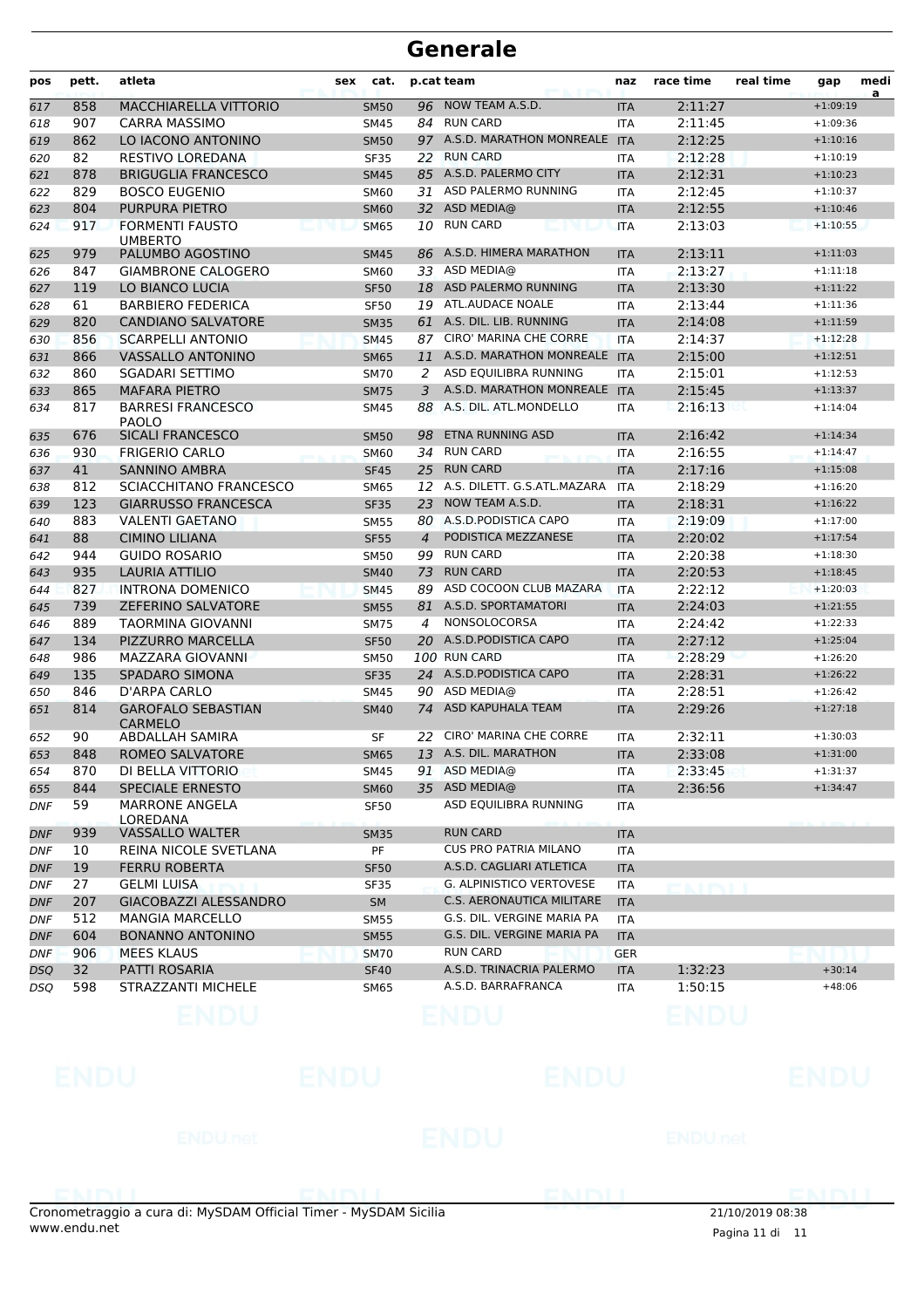# Generale

| pos | pett. | atleta | sex | cat. | p.cat | team | naz | race time | real time | gap | medi a |
|---|---|---|---|---|---|---|---|---|---|---|---|
| 617 | 858 | MACCHIARELLA VITTORIO | | SM50 | 96 | NOW TEAM A.S.D. | ITA | 2:11:27 | | +1:09:19 | |
| 618 | 907 | CARRA MASSIMO | | SM45 | 84 | RUN CARD | ITA | 2:11:45 | | +1:09:36 | |
| 619 | 862 | LO IACONO ANTONINO | | SM50 | 97 | A.S.D. MARATHON MONREALE | ITA | 2:12:25 | | +1:10:16 | |
| 620 | 82 | RESTIVO LOREDANA | | SF35 | 22 | RUN CARD | ITA | 2:12:28 | | +1:10:19 | |
| 621 | 878 | BRIGUGLIA FRANCESCO | | SM45 | 85 | A.S.D. PALERMO CITY | ITA | 2:12:31 | | +1:10:23 | |
| 622 | 829 | BOSCO EUGENIO | | SM60 | 31 | ASD PALERMO RUNNING | ITA | 2:12:45 | | +1:10:37 | |
| 623 | 804 | PURPURA PIETRO | | SM60 | 32 | ASD MEDIA@ | ITA | 2:12:55 | | +1:10:46 | |
| 624 | 917 | FORMENTI FAUSTO UMBERTO | | SM65 | 10 | RUN CARD | ITA | 2:13:03 | | +1:10:55 | |
| 625 | 979 | PALUMBO AGOSTINO | | SM45 | 86 | A.S.D. HIMERA MARATHON | ITA | 2:13:11 | | +1:11:03 | |
| 626 | 847 | GIAMBRONE CALOGERO | | SM60 | 33 | ASD MEDIA@ | ITA | 2:13:27 | | +1:11:18 | |
| 627 | 119 | LO BIANCO LUCIA | | SF50 | 18 | ASD PALERMO RUNNING | ITA | 2:13:30 | | +1:11:22 | |
| 628 | 61 | BARBIERO FEDERICA | | SF50 | 19 | ATL.AUDACE NOALE | ITA | 2:13:44 | | +1:11:36 | |
| 629 | 820 | CANDIANO SALVATORE | | SM35 | 61 | A.S. DIL. LIB. RUNNING | ITA | 2:14:08 | | +1:11:59 | |
| 630 | 856 | SCARPELLI ANTONIO | | SM45 | 87 | CIRO' MARINA CHE CORRE | ITA | 2:14:37 | | +1:12:28 | |
| 631 | 866 | VASSALLO ANTONINO | | SM65 | 11 | A.S.D. MARATHON MONREALE | ITA | 2:15:00 | | +1:12:51 | |
| 632 | 860 | SGADARI SETTIMO | | SM70 | 2 | ASD EQUILIBRA RUNNING | ITA | 2:15:01 | | +1:12:53 | |
| 633 | 865 | MAFARA PIETRO | | SM75 | 3 | A.S.D. MARATHON MONREALE | ITA | 2:15:45 | | +1:13:37 | |
| 634 | 817 | BARRESI FRANCESCO PAOLO | | SM45 | 88 | A.S. DIL. ATL.MONDELLO | ITA | 2:16:13 | | +1:14:04 | |
| 635 | 676 | SICALI FRANCESCO | | SM50 | 98 | ETNA RUNNING ASD | ITA | 2:16:42 | | +1:14:34 | |
| 636 | 930 | FRIGERIO CARLO | | SM60 | 34 | RUN CARD | ITA | 2:16:55 | | +1:14:47 | |
| 637 | 41 | SANNINO AMBRA | | SF45 | 25 | RUN CARD | ITA | 2:17:16 | | +1:15:08 | |
| 638 | 812 | SCIACCHITANO FRANCESCO | | SM65 | 12 | A.S. DILETT. G.S.ATL.MAZARA | ITA | 2:18:29 | | +1:16:20 | |
| 639 | 123 | GIARRUSSO FRANCESCA | | SF35 | 23 | NOW TEAM A.S.D. | ITA | 2:18:31 | | +1:16:22 | |
| 640 | 883 | VALENTI GAETANO | | SM55 | 80 | A.S.D.PODISTICA CAPO | ITA | 2:19:09 | | +1:17:00 | |
| 641 | 88 | CIMINO LILIANA | | SF55 | 4 | PODISTICA MEZZANESE | ITA | 2:20:02 | | +1:17:54 | |
| 642 | 944 | GUIDO ROSARIO | | SM50 | 99 | RUN CARD | ITA | 2:20:38 | | +1:18:30 | |
| 643 | 935 | LAURIA ATTILIO | | SM40 | 73 | RUN CARD | ITA | 2:20:53 | | +1:18:45 | |
| 644 | 827 | INTRONA DOMENICO | | SM45 | 89 | ASD COCOON CLUB MAZARA | ITA | 2:22:12 | | +1:20:03 | |
| 645 | 739 | ZEFERINO SALVATORE | | SM55 | 81 | A.S.D. SPORTAMATORI | ITA | 2:24:03 | | +1:21:55 | |
| 646 | 889 | TAORMINA GIOVANNI | | SM75 | 4 | NONSOLOCORSA | ITA | 2:24:42 | | +1:22:33 | |
| 647 | 134 | PIZZURRO MARCELLA | | SF50 | 20 | A.S.D.PODISTICA CAPO | ITA | 2:27:12 | | +1:25:04 | |
| 648 | 986 | MAZZARA GIOVANNI | | SM50 | 100 | RUN CARD | ITA | 2:28:29 | | +1:26:20 | |
| 649 | 135 | SPADARO SIMONA | | SF35 | 24 | A.S.D.PODISTICA CAPO | ITA | 2:28:31 | | +1:26:22 | |
| 650 | 846 | D'ARPA CARLO | | SM45 | 90 | ASD MEDIA@ | ITA | 2:28:51 | | +1:26:42 | |
| 651 | 814 | GAROFALO SEBASTIAN CARMELO | | SM40 | 74 | ASD KAPUHALA TEAM | ITA | 2:29:26 | | +1:27:18 | |
| 652 | 90 | ABDALLAH SAMIRA | | SF | 22 | CIRO' MARINA CHE CORRE | ITA | 2:32:11 | | +1:30:03 | |
| 653 | 848 | ROMEO SALVATORE | | SM65 | 13 | A.S. DIL. MARATHON | ITA | 2:33:08 | | +1:31:00 | |
| 654 | 870 | DI BELLA VITTORIO | | SM45 | 91 | ASD MEDIA@ | ITA | 2:33:45 | | +1:31:37 | |
| 655 | 844 | SPECIALE ERNESTO | | SM60 | 35 | ASD MEDIA@ | ITA | 2:36:56 | | +1:34:47 | |
| DNF | 59 | MARRONE ANGELA LOREDANA | | SF50 | | ASD EQUILIBRA RUNNING | ITA | | | | |
| DNF | 939 | VASSALLO WALTER | | SM35 | | RUN CARD | ITA | | | | |
| DNF | 10 | REINA NICOLE SVETLANA | | PF | | CUS PRO PATRIA MILANO | ITA | | | | |
| DNF | 19 | FERRU ROBERTA | | SF50 | | A.S.D. CAGLIARI ATLETICA | ITA | | | | |
| DNF | 27 | GELMI LUISA | | SF35 | | G. ALPINISTICO VERTOVESE | ITA | | | | |
| DNF | 207 | GIACOBAZZI ALESSANDRO | | SM | | C.S. AERONAUTICA MILITARE | ITA | | | | |
| DNF | 512 | MANGIA MARCELLO | | SM55 | | G.S. DIL. VERGINE MARIA PA | ITA | | | | |
| DNF | 604 | BONANNO ANTONINO | | SM55 | | G.S. DIL. VERGINE MARIA PA | ITA | | | | |
| DNF | 906 | MEES KLAUS | | SM70 | | RUN CARD | GER | | | | |
| DSQ | 32 | PATTI ROSARIA | | SF40 | | A.S.D. TRINACRIA PALERMO | ITA | 1:32:23 | | +30:14 | |
| DSQ | 598 | STRAZZANTI MICHELE | | SM65 | | A.S.D. BARRAFRANCA | ITA | 1:50:15 | | +48:06 | |

Cronometraggio a cura di: MySDAM Official Timer - MySDAM Sicilia
www.endu.net

21/10/2019 08:38